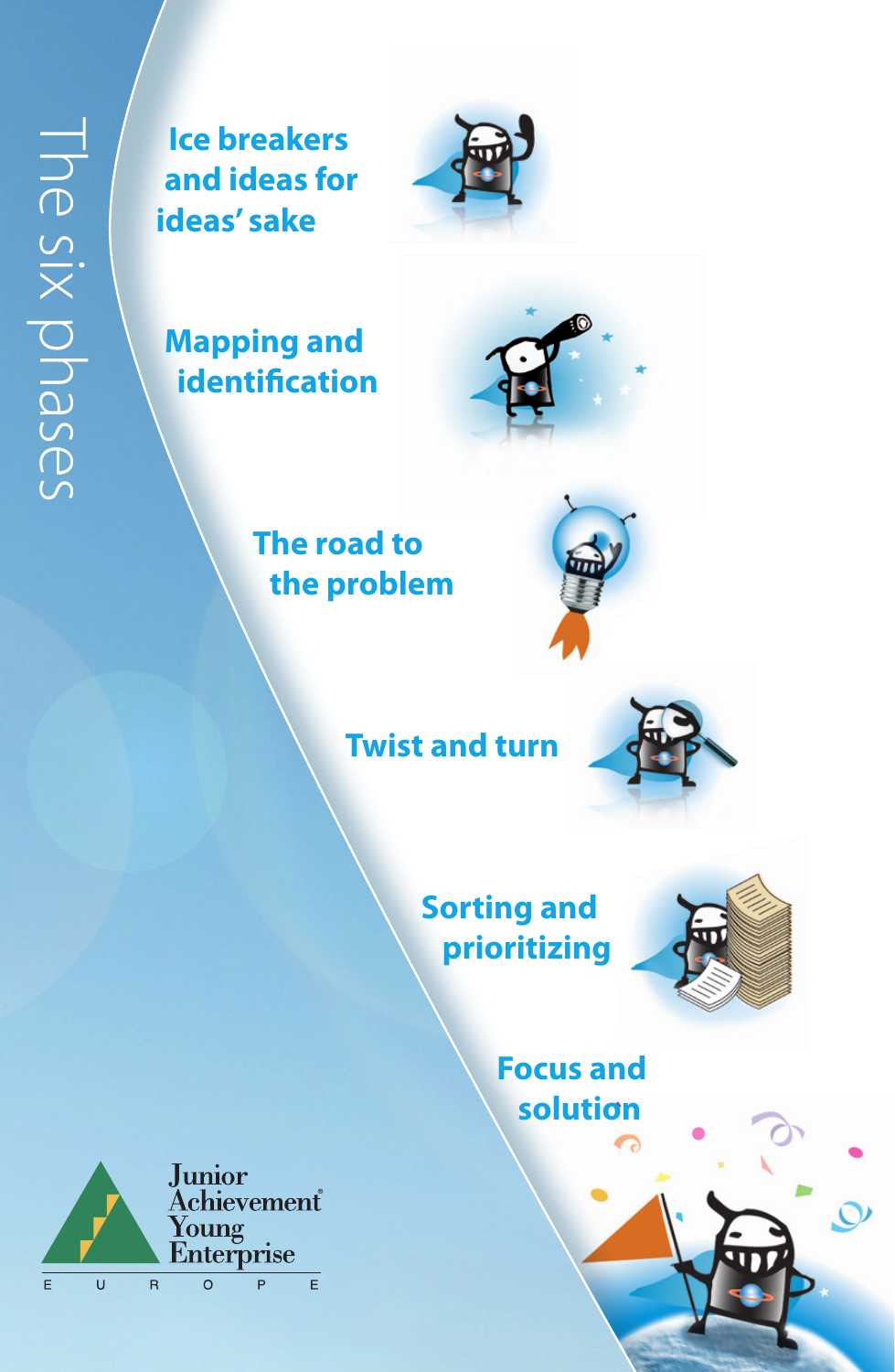# The six phases

- Ice breakers and ideas for ideas' sake
- Mapping and identification
- The road to the problem
- Twist and turn
- Sorting and prioritizing
- Focus and solution

Junior Achievement Young Enterprise

EUROPE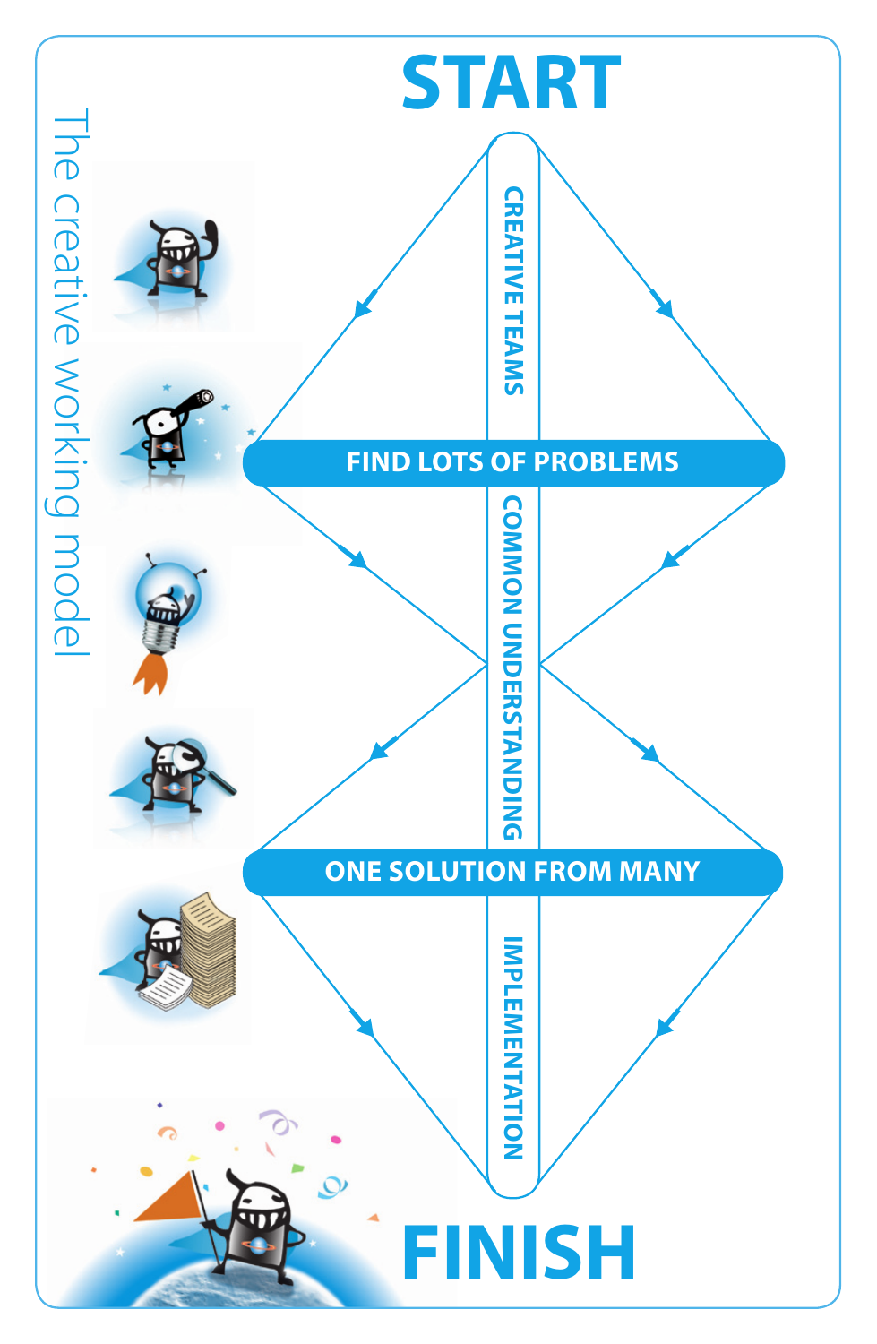# The creative working model

## START

CREATIVE TEAMS

**FIND LOTS OF PROBLEMS**

COMMON UNDERSTANDING

**ONE SOLUTION FROM MANY**

IMPLEMENTATION

## FINISH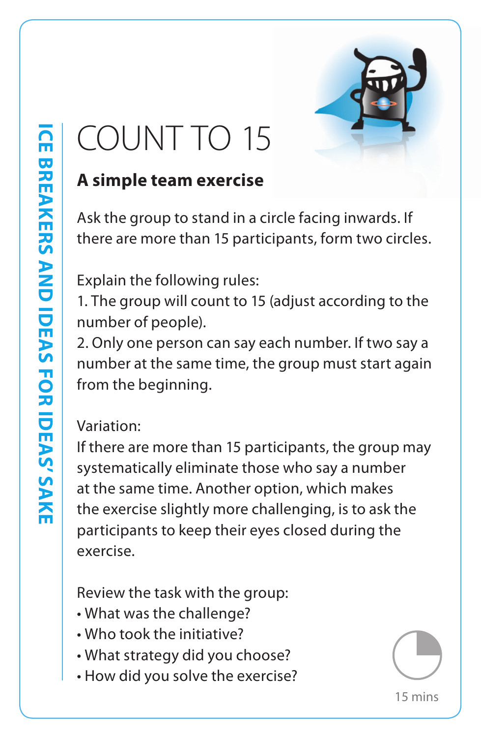# COUNT TO 15

## A simple team exercise

Ask the group to stand in a circle facing inwards. If there are more than 15 participants, form two circles.

Explain the following rules:
1. The group will count to 15 (adjust according to the number of people).
2. Only one person can say each number. If two say a number at the same time, the group must start again from the beginning.

Variation:
If there are more than 15 participants, the group may systematically eliminate those who say a number at the same time. Another option, which makes the exercise slightly more challenging, is to ask the participants to keep their eyes closed during the exercise.

Review the task with the group:
- What was the challenge?
- Who took the initiative?
- What strategy did you choose?
- How did you solve the exercise?

15 mins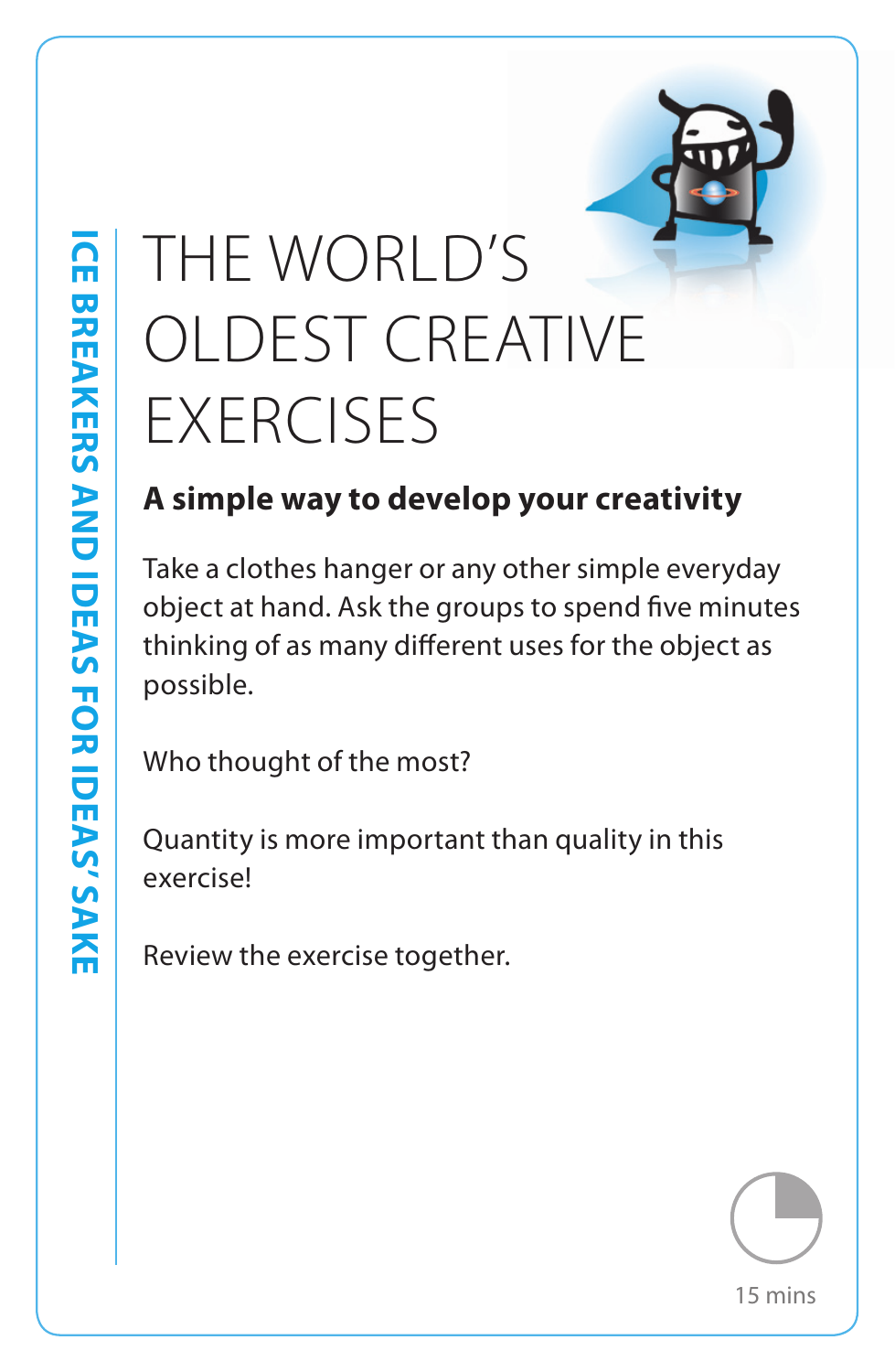ICE BREAKERS AND IDEAS FOR IDEAS' SAKE

# THE WORLD'S OLDEST CREATIVE EXERCISES

## A simple way to develop your creativity

Take a clothes hanger or any other simple everyday object at hand. Ask the groups to spend five minutes thinking of as many different uses for the object as possible.

Who thought of the most?

Quantity is more important than quality in this exercise!

Review the exercise together.

15 mins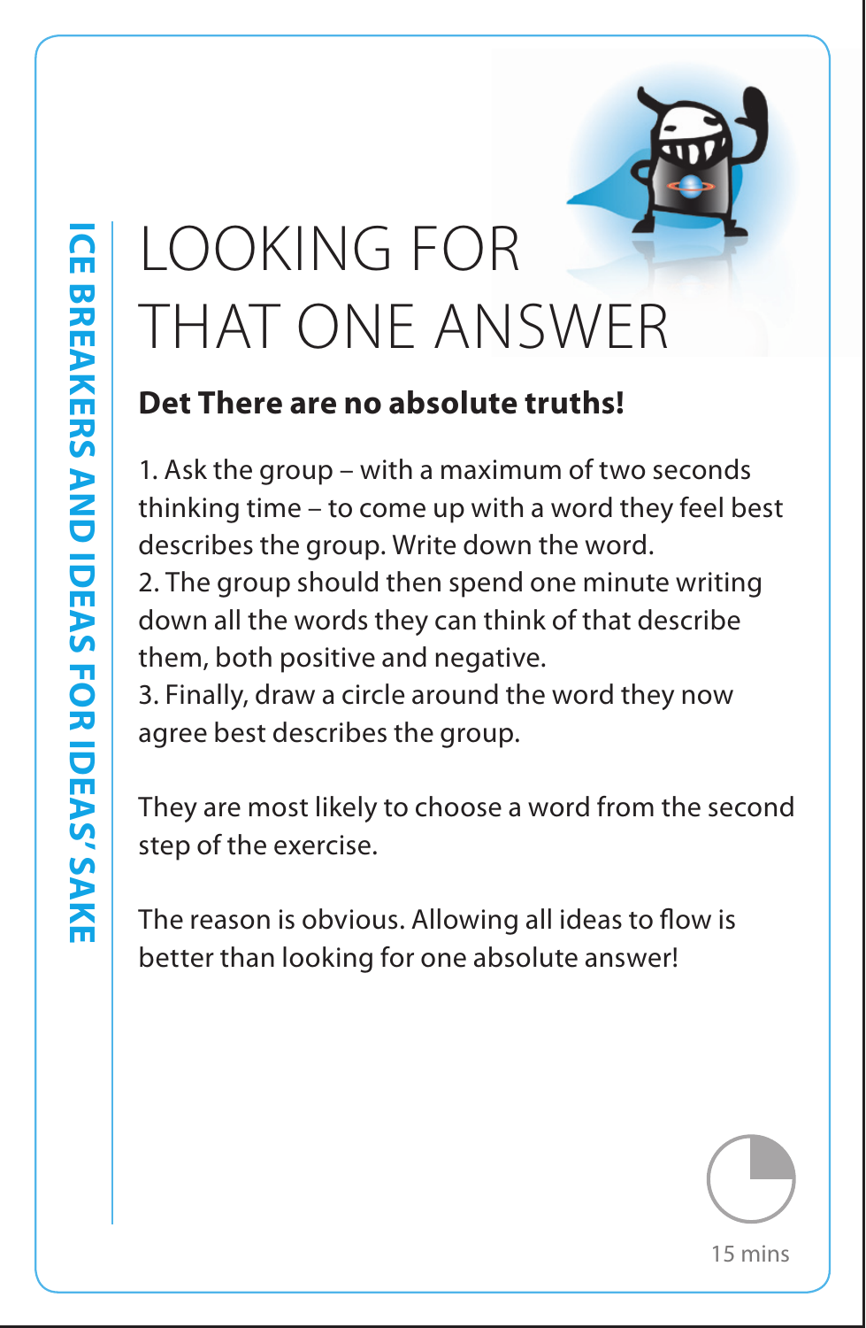# LOOKING FOR THAT ONE ANSWER

**Det There are no absolute truths!**

1. Ask the group – with a maximum of two seconds thinking time – to come up with a word they feel best describes the group. Write down the word.
2. The group should then spend one minute writing down all the words they can think of that describe them, both positive and negative.
3. Finally, draw a circle around the word they now agree best describes the group.

They are most likely to choose a word from the second step of the exercise.

The reason is obvious. Allowing all ideas to flow is better than looking for one absolute answer!

15 mins

ICE BREAKERS AND IDEAS FOR IDEAS' SAKE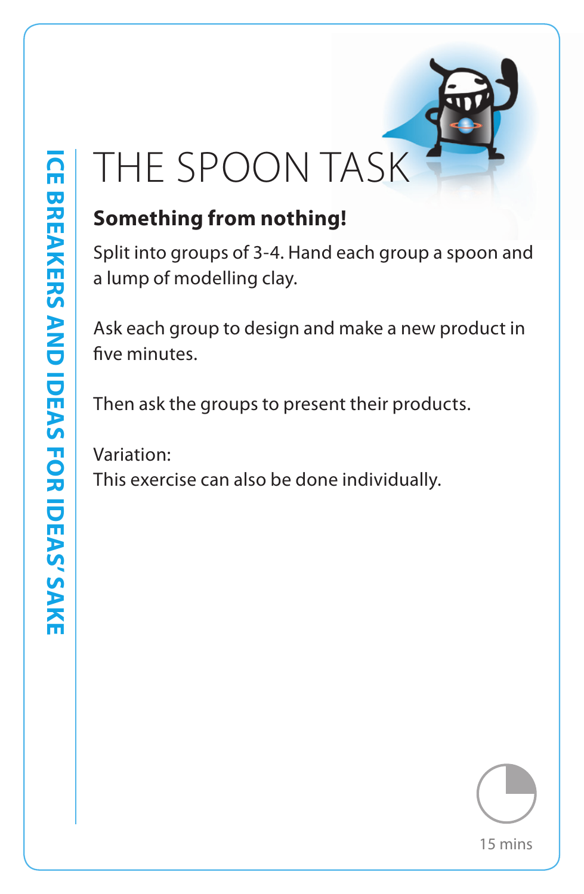ICE BREAKERS AND IDEAS FOR IDEAS' SAKE

# THE SPOON TASK

**Something from nothing!**

Split into groups of 3-4. Hand each group a spoon and a lump of modelling clay.

Ask each group to design and make a new product in five minutes.

Then ask the groups to present their products.

Variation:
This exercise can also be done individually.

15 mins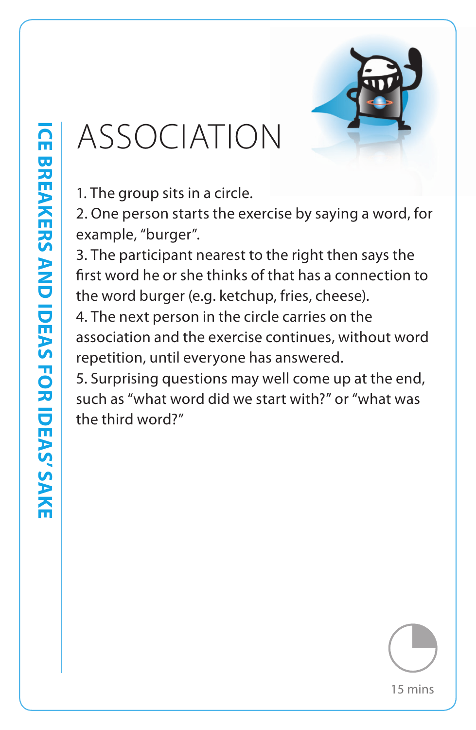# ASSOCIATION

1. The group sits in a circle.
2. One person starts the exercise by saying a word, for example, “burger”.
3. The participant nearest to the right then says the first word he or she thinks of that has a connection to the word burger (e.g. ketchup, fries, cheese).
4. The next person in the circle carries on the association and the exercise continues, without word repetition, until everyone has answered.
5. Surprising questions may well come up at the end, such as “what word did we start with?” or “what was the third word?”

15 mins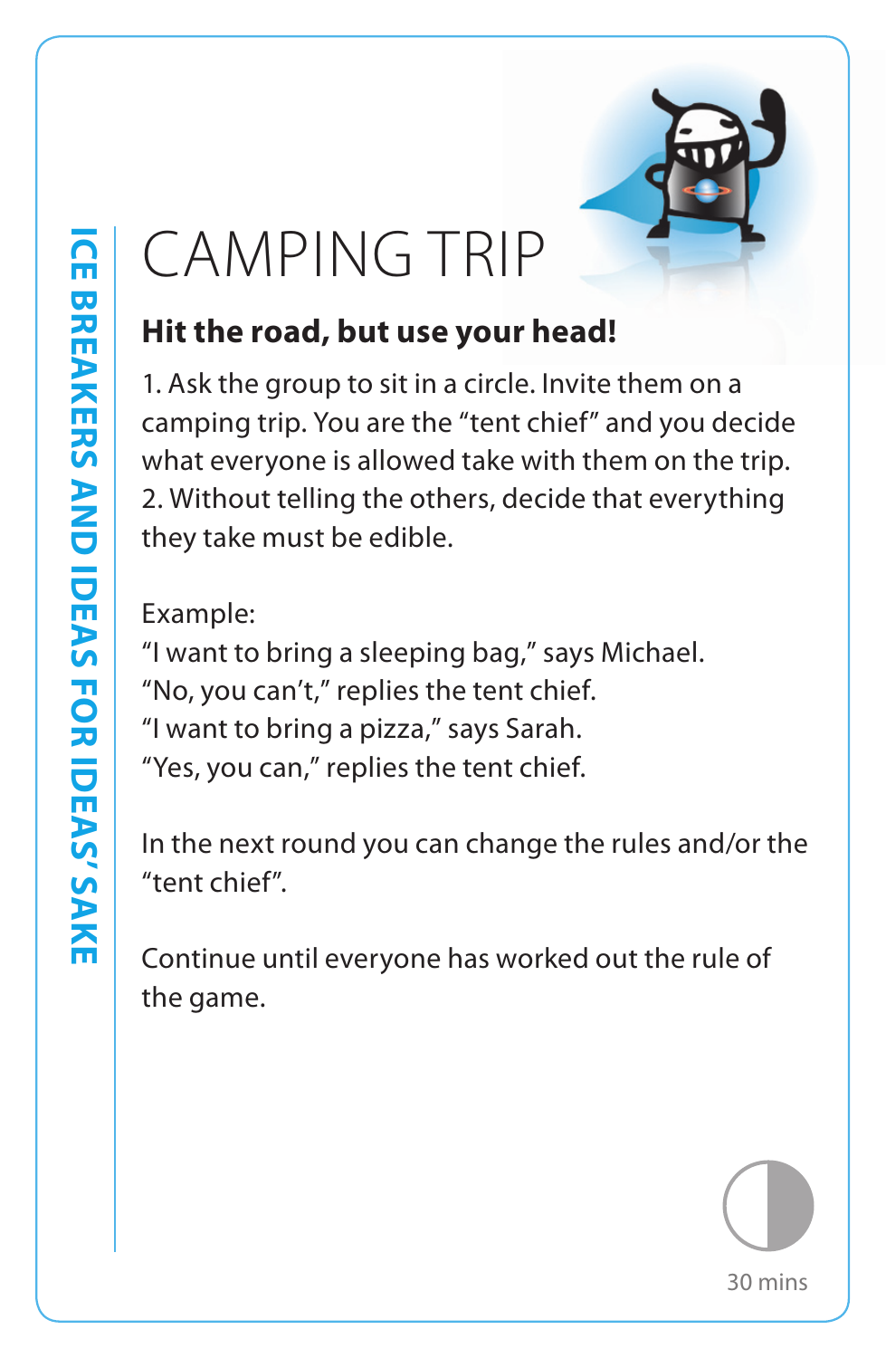ICE BREAKERS AND IDEAS FOR IDEAS' SAKE

# CAMPING TRIP

**Hit the road, but use your head!**

1. Ask the group to sit in a circle. Invite them on a camping trip. You are the "tent chief" and you decide what everyone is allowed take with them on the trip.
2. Without telling the others, decide that everything they take must be edible.

Example:
"I want to bring a sleeping bag," says Michael.
"No, you can't," replies the tent chief.
"I want to bring a pizza," says Sarah.
"Yes, you can," replies the tent chief.

In the next round you can change the rules and/or the "tent chief".

Continue until everyone has worked out the rule of the game.

30 mins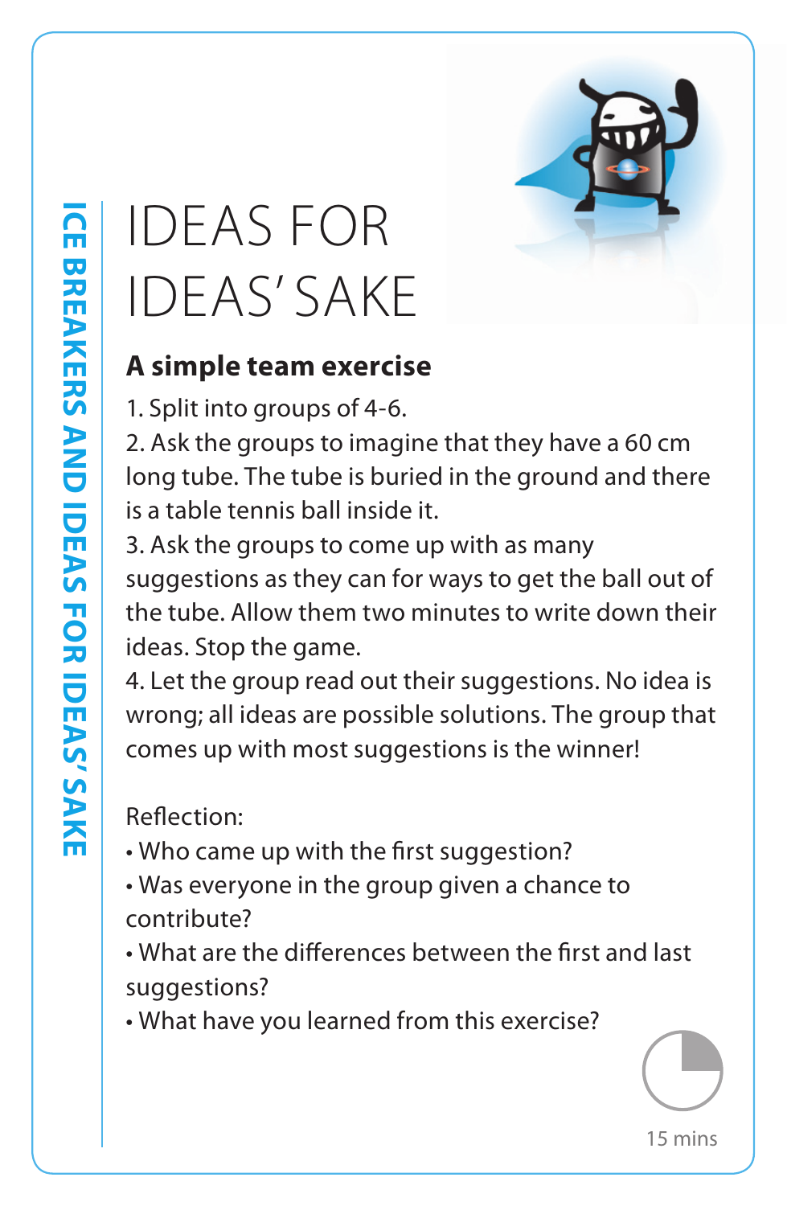ICE BREAKERS AND IDEAS FOR IDEAS' SAKE

# IDEAS FOR IDEAS' SAKE

## A simple team exercise

1. Split into groups of 4-6.
2. Ask the groups to imagine that they have a 60 cm long tube. The tube is buried in the ground and there is a table tennis ball inside it.
3. Ask the groups to come up with as many suggestions as they can for ways to get the ball out of the tube. Allow them two minutes to write down their ideas. Stop the game.
4. Let the group read out their suggestions. No idea is wrong; all ideas are possible solutions. The group that comes up with most suggestions is the winner!

Reflection:

- Who came up with the first suggestion?
- Was everyone in the group given a chance to contribute?
- What are the differences between the first and last suggestions?
- What have you learned from this exercise?

15 mins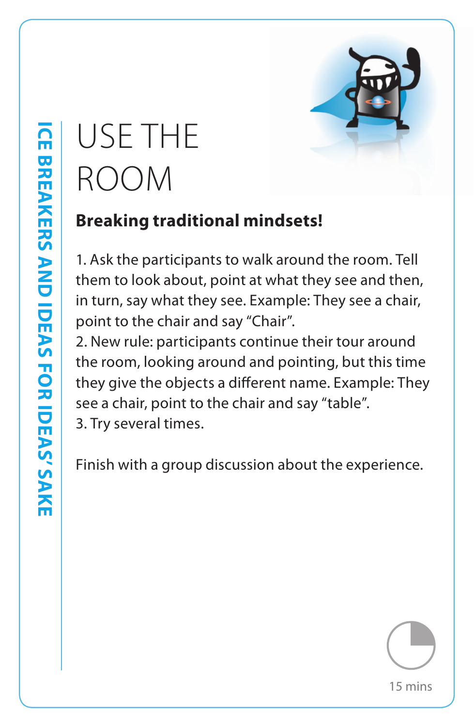ICE BREAKERS AND IDEAS FOR IDEAS' SAKE

# USE THE ROOM

**Breaking traditional mindsets!**

1. Ask the participants to walk around the room. Tell them to look about, point at what they see and then, in turn, say what they see. Example: They see a chair, point to the chair and say "Chair".
2. New rule: participants continue their tour around the room, looking around and pointing, but this time they give the objects a different name. Example: They see a chair, point to the chair and say "table".
3. Try several times.

Finish with a group discussion about the experience.

15 mins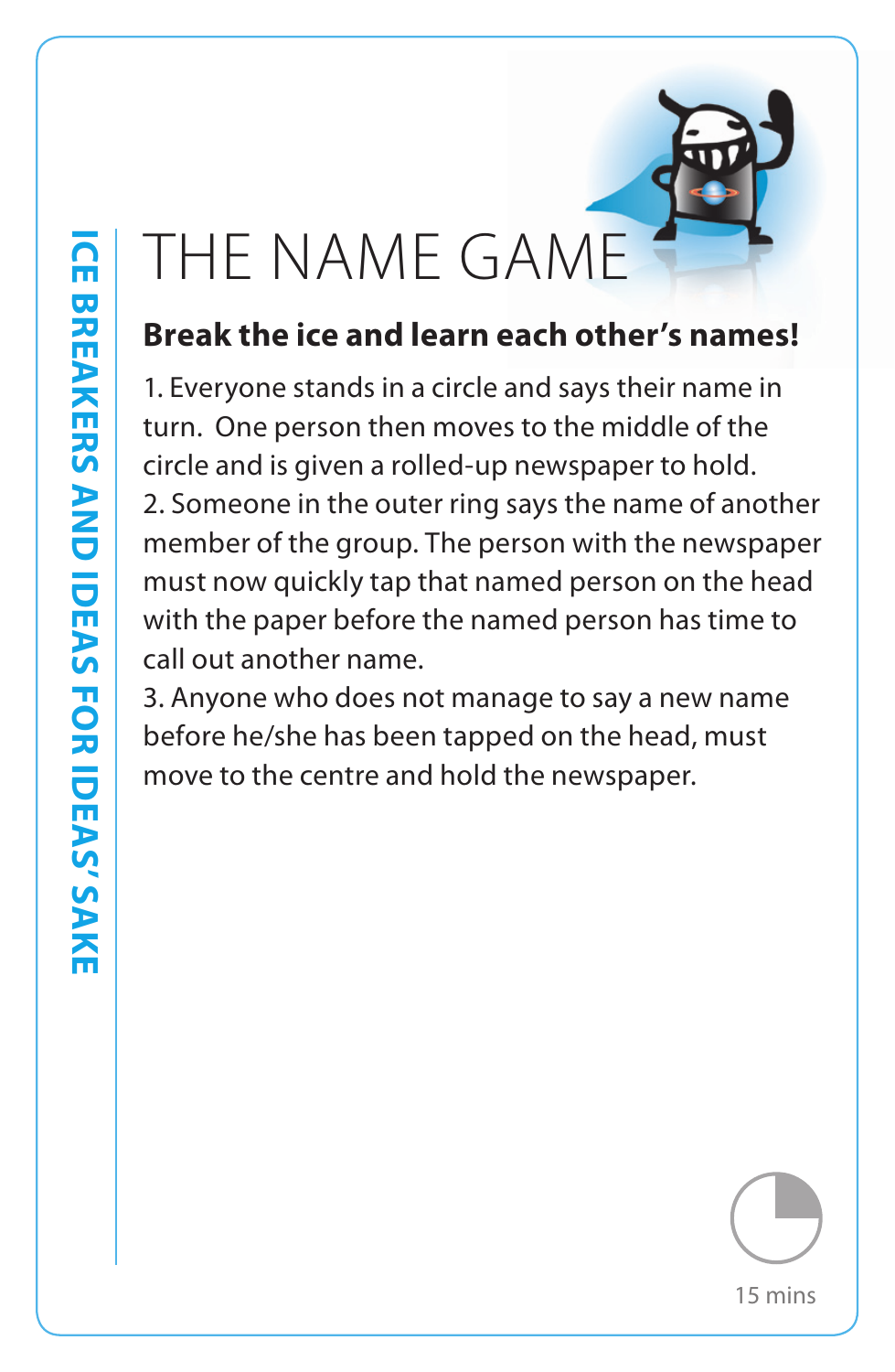# THE NAME GAME

**Break the ice and learn each other's names!**

1. Everyone stands in a circle and says their name in turn. One person then moves to the middle of the circle and is given a rolled-up newspaper to hold.
2. Someone in the outer ring says the name of another member of the group. The person with the newspaper must now quickly tap that named person on the head with the paper before the named person has time to call out another name.
3. Anyone who does not manage to say a new name before he/she has been tapped on the head, must move to the centre and hold the newspaper.

15 mins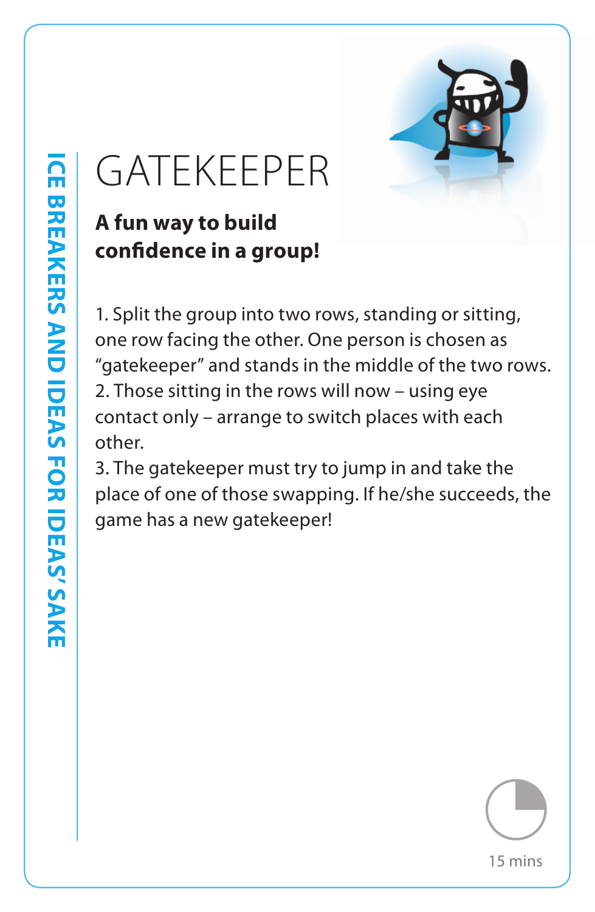# GATEKEEPER

**A fun way to build confidence in a group!**

1. Split the group into two rows, standing or sitting, one row facing the other. One person is chosen as "gatekeeper" and stands in the middle of the two rows.
2. Those sitting in the rows will now – using eye contact only – arrange to switch places with each other.
3. The gatekeeper must try to jump in and take the place of one of those swapping. If he/she succeeds, the game has a new gatekeeper!

15 mins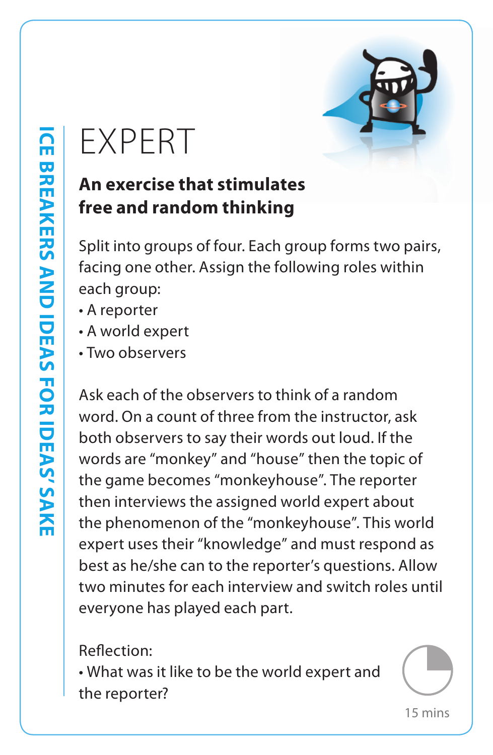ICE BREAKERS AND IDEAS FOR IDEAS' SAKE

# EXPERT

**An exercise that stimulates free and random thinking**

Split into groups of four. Each group forms two pairs, facing one other. Assign the following roles within each group:

- A reporter
- A world expert
- Two observers

Ask each of the observers to think of a random word. On a count of three from the instructor, ask both observers to say their words out loud. If the words are "monkey" and "house" then the topic of the game becomes "monkeyhouse". The reporter then interviews the assigned world expert about the phenomenon of the "monkeyhouse". This world expert uses their "knowledge" and must respond as best as he/she can to the reporter's questions. Allow two minutes for each interview and switch roles until everyone has played each part.

Reflection:

- What was it like to be the world expert and the reporter?

15 mins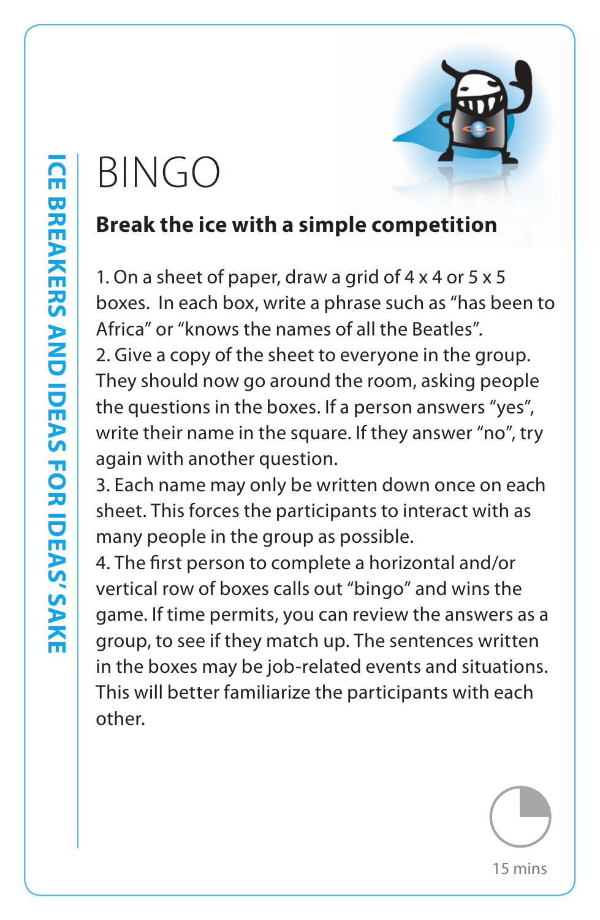# BINGO

**Break the ice with a simple competition**

1. On a sheet of paper, draw a grid of 4 x 4 or 5 x 5 boxes. In each box, write a phrase such as "has been to Africa" or "knows the names of all the Beatles".
2. Give a copy of the sheet to everyone in the group. They should now go around the room, asking people the questions in the boxes. If a person answers "yes", write their name in the square. If they answer "no", try again with another question.
3. Each name may only be written down once on each sheet. This forces the participants to interact with as many people in the group as possible.
4. The first person to complete a horizontal and/or vertical row of boxes calls out "bingo" and wins the game. If time permits, you can review the answers as a group, to see if they match up. The sentences written in the boxes may be job-related events and situations. This will better familiarize the participants with each other.

15 mins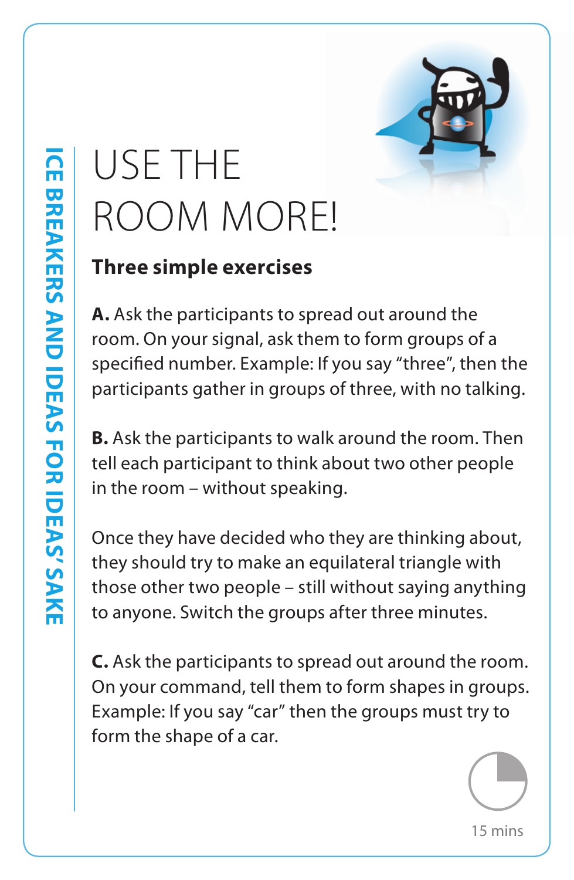# USE THE ROOM MORE!

## Three simple exercises

**A.** Ask the participants to spread out around the room. On your signal, ask them to form groups of a specified number. Example: If you say "three", then the participants gather in groups of three, with no talking.

**B.** Ask the participants to walk around the room. Then tell each participant to think about two other people in the room – without speaking.

Once they have decided who they are thinking about, they should try to make an equilateral triangle with those other two people – still without saying anything to anyone. Switch the groups after three minutes.

**C.** Ask the participants to spread out around the room. On your command, tell them to form shapes in groups. Example: If you say "car" then the groups must try to form the shape of a car.

15 mins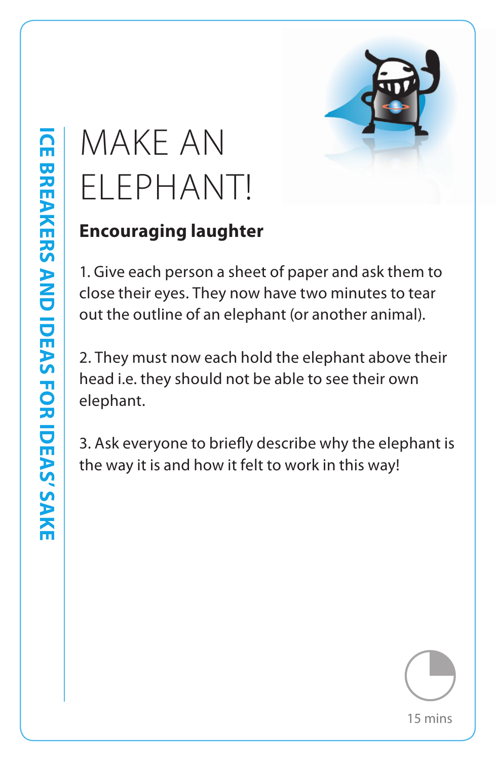# MAKE AN ELEPHANT!

**Encouraging laughter**

1. Give each person a sheet of paper and ask them to close their eyes. They now have two minutes to tear out the outline of an elephant (or another animal).

2. They must now each hold the elephant above their head i.e. they should not be able to see their own elephant.

3. Ask everyone to briefly describe why the elephant is the way it is and how it felt to work in this way!

15 mins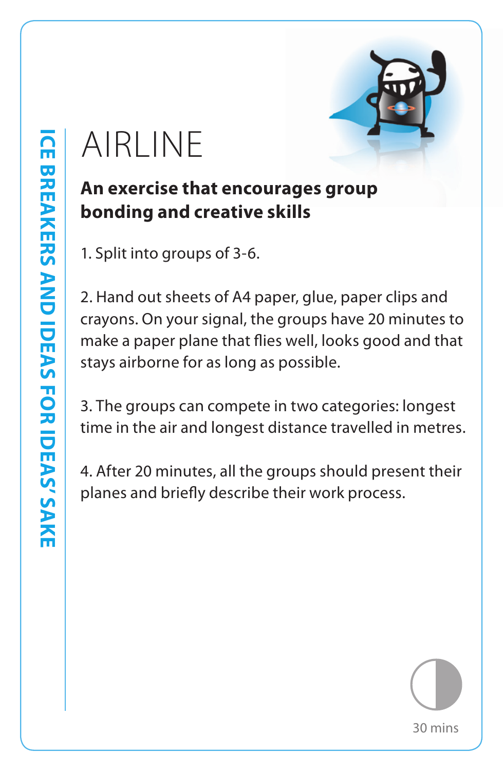# AIRLINE

**An exercise that encourages group bonding and creative skills**

1. Split into groups of 3-6.

2. Hand out sheets of A4 paper, glue, paper clips and crayons. On your signal, the groups have 20 minutes to make a paper plane that flies well, looks good and that stays airborne for as long as possible.

3. The groups can compete in two categories: longest time in the air and longest distance travelled in metres.

4. After 20 minutes, all the groups should present their planes and briefly describe their work process.

30 mins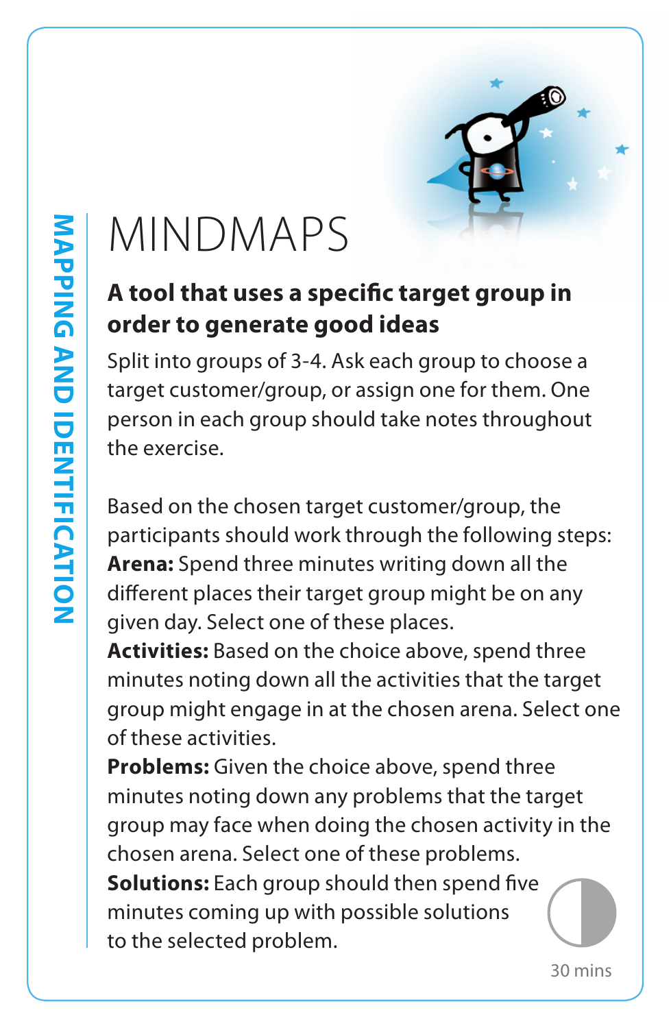MAPPING AND IDENTIFICATION

# MINDMAPS

**A tool that uses a specific target group in order to generate good ideas**

Split into groups of 3-4. Ask each group to choose a target customer/group, or assign one for them. One person in each group should take notes throughout the exercise.

Based on the chosen target customer/group, the participants should work through the following steps:

**Arena:** Spend three minutes writing down all the different places their target group might be on any given day. Select one of these places.

**Activities:** Based on the choice above, spend three minutes noting down all the activities that the target group might engage in at the chosen arena. Select one of these activities.

**Problems:** Given the choice above, spend three minutes noting down any problems that the target group may face when doing the chosen activity in the chosen arena. Select one of these problems.

**Solutions:** Each group should then spend five minutes coming up with possible solutions to the selected problem.

30 mins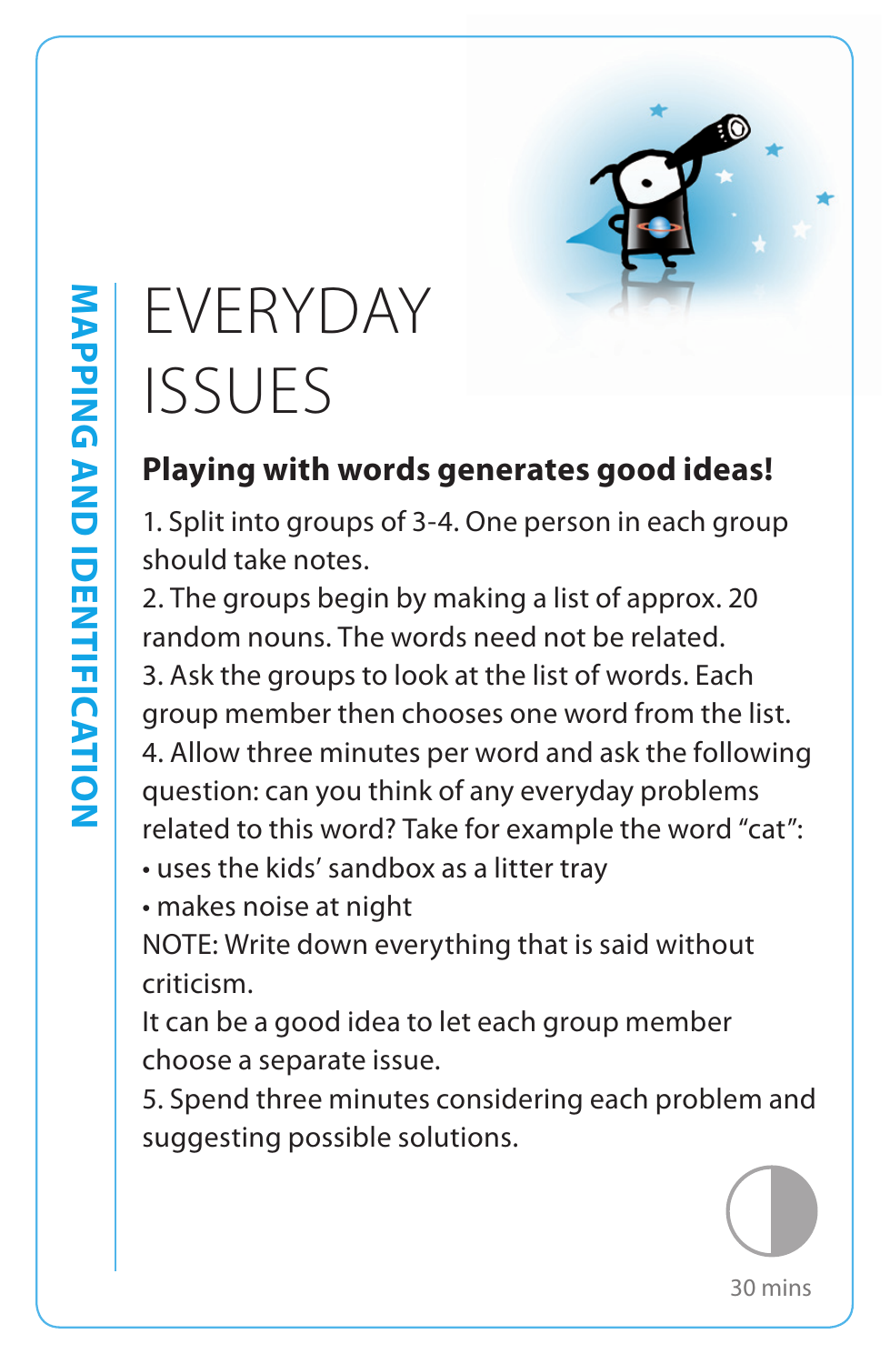MAPPING AND IDENTIFICATION

# EVERYDAY ISSUES

**Playing with words generates good ideas!**

1. Split into groups of 3-4. One person in each group should take notes.
2. The groups begin by making a list of approx. 20 random nouns. The words need not be related.
3. Ask the groups to look at the list of words. Each group member then chooses one word from the list.
4. Allow three minutes per word and ask the following question: can you think of any everyday problems related to this word? Take for example the word "cat":
   - uses the kids' sandbox as a litter tray
   - makes noise at night

   NOTE: Write down everything that is said without criticism.

   It can be a good idea to let each group member choose a separate issue.
5. Spend three minutes considering each problem and suggesting possible solutions.

30 mins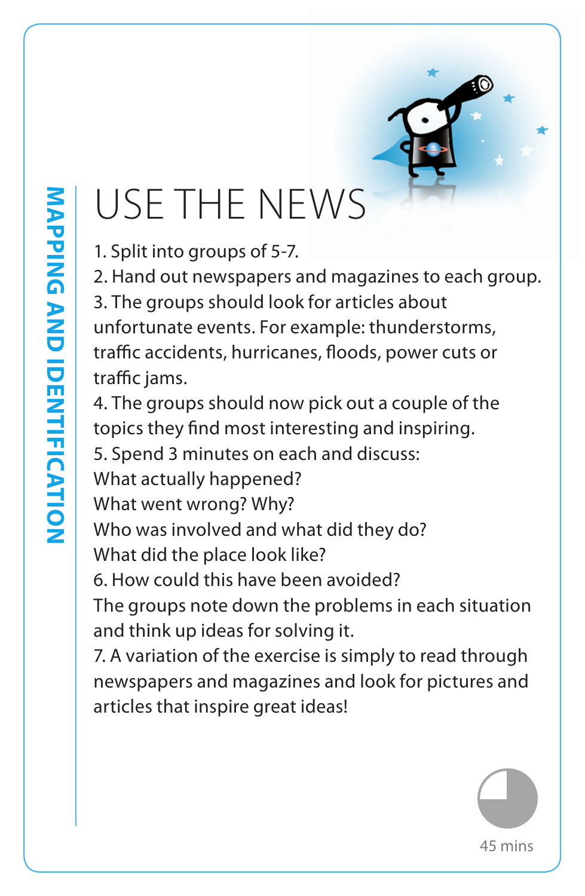MAPPING AND IDENTIFICATION

# USE THE NEWS

1. Split into groups of 5-7.
2. Hand out newspapers and magazines to each group.
3. The groups should look for articles about unfortunate events. For example: thunderstorms, traffic accidents, hurricanes, floods, power cuts or traffic jams.
4. The groups should now pick out a couple of the topics they find most interesting and inspiring.
5. Spend 3 minutes on each and discuss:
What actually happened?
What went wrong? Why?
Who was involved and what did they do?
What did the place look like?
6. How could this have been avoided?
The groups note down the problems in each situation and think up ideas for solving it.
7. A variation of the exercise is simply to read through newspapers and magazines and look for pictures and articles that inspire great ideas!

45 mins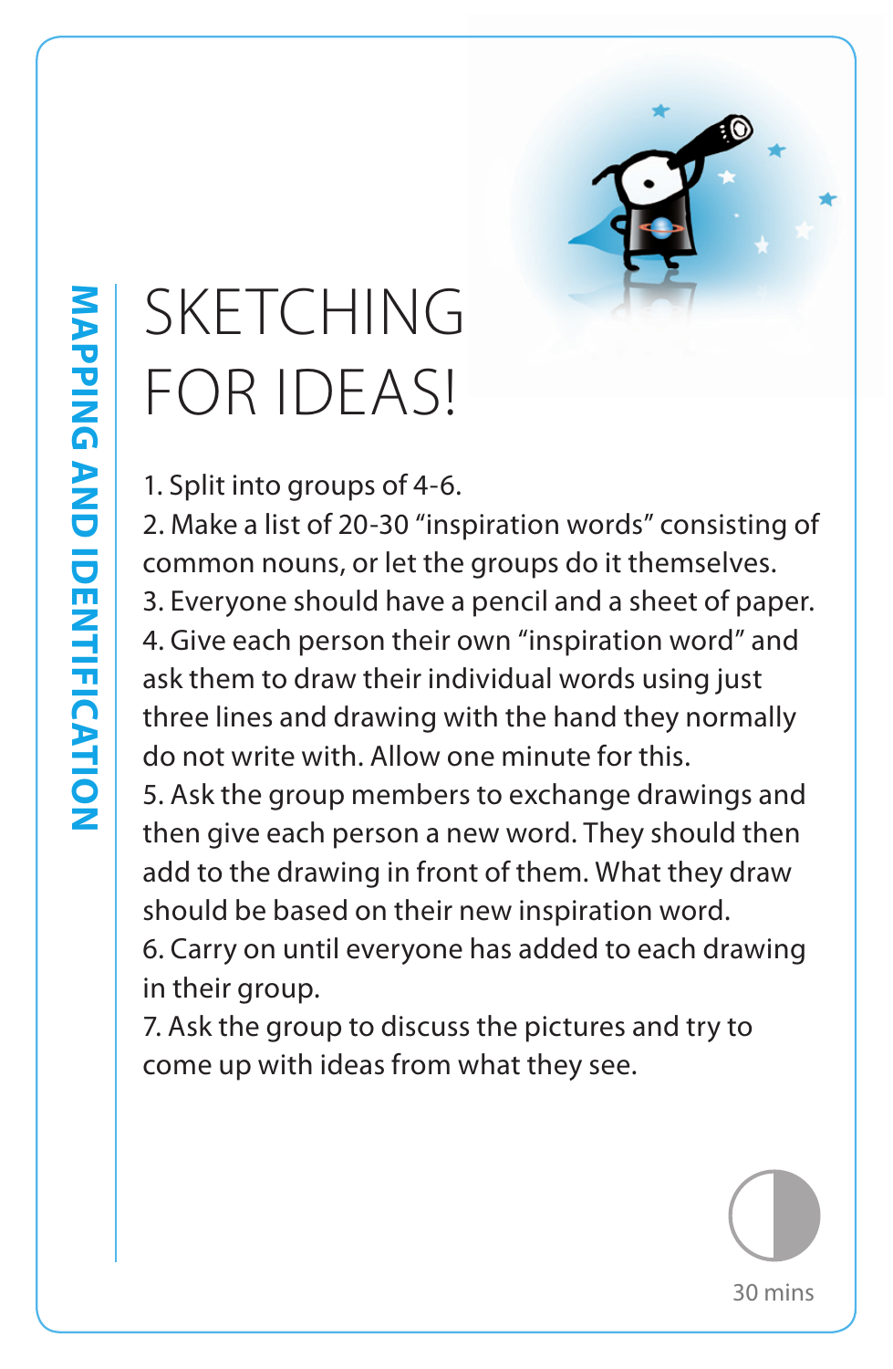MAPPING AND IDENTIFICATION

# SKETCHING FOR IDEAS!

1. Split into groups of 4-6.
2. Make a list of 20-30 “inspiration words” consisting of common nouns, or let the groups do it themselves.
3. Everyone should have a pencil and a sheet of paper.
4. Give each person their own “inspiration word” and ask them to draw their individual words using just three lines and drawing with the hand they normally do not write with. Allow one minute for this.
5. Ask the group members to exchange drawings and then give each person a new word. They should then add to the drawing in front of them. What they draw should be based on their new inspiration word.
6. Carry on until everyone has added to each drawing in their group.
7. Ask the group to discuss the pictures and try to come up with ideas from what they see.

30 mins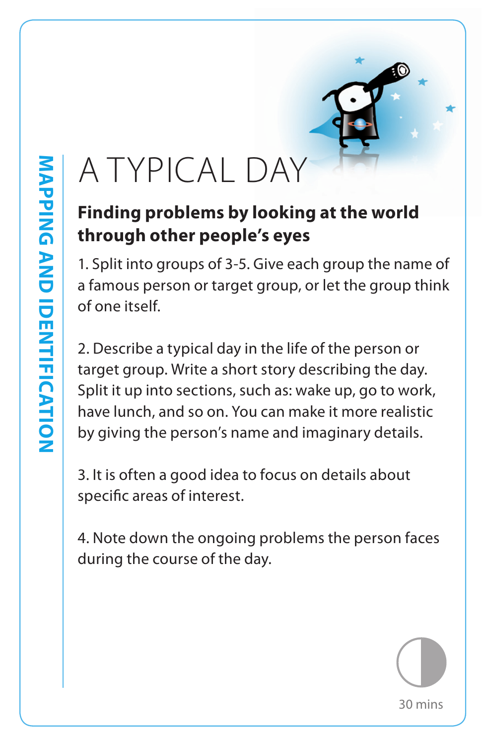MAPPING AND IDENTIFICATION

# A TYPICAL DAY

**Finding problems by looking at the world through other people's eyes**

1. Split into groups of 3-5. Give each group the name of a famous person or target group, or let the group think of one itself.

2. Describe a typical day in the life of the person or target group. Write a short story describing the day. Split it up into sections, such as: wake up, go to work, have lunch, and so on. You can make it more realistic by giving the person's name and imaginary details.

3. It is often a good idea to focus on details about specific areas of interest.

4. Note down the ongoing problems the person faces during the course of the day.

30 mins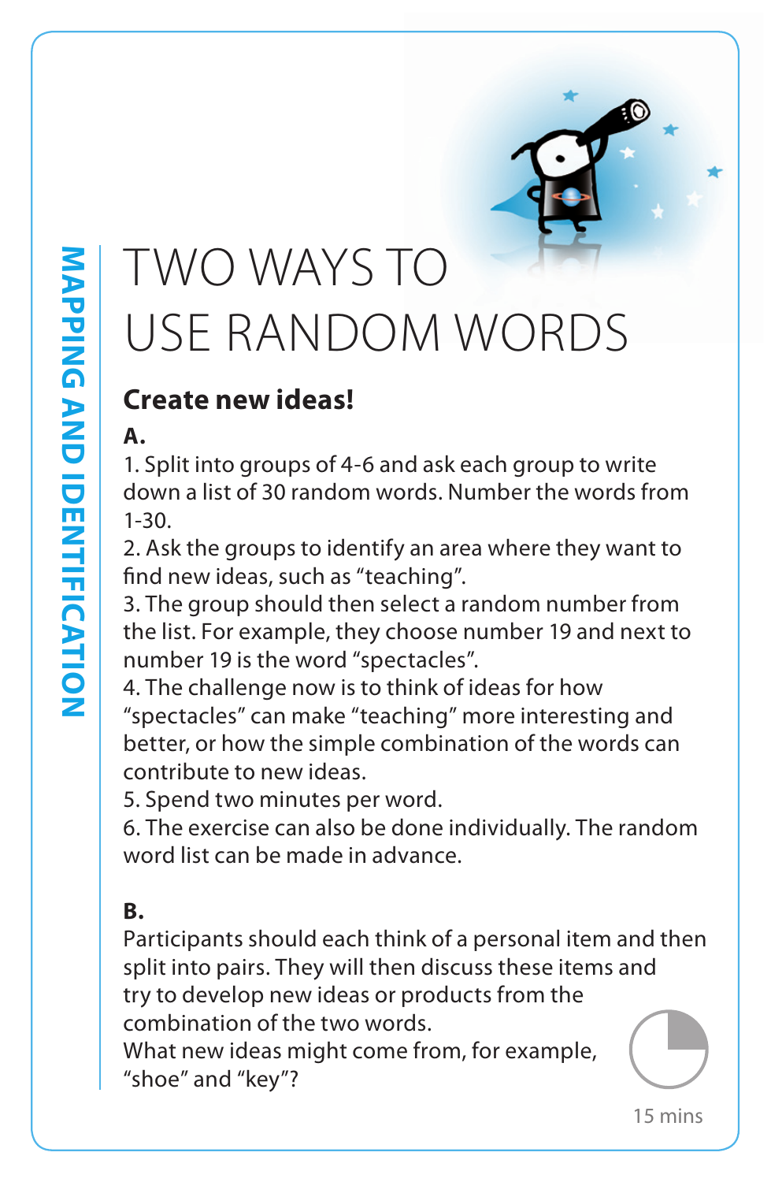MAPPING AND IDENTIFICATION

# TWO WAYS TO USE RANDOM WORDS

## Create new ideas!

**A.**

1. Split into groups of 4-6 and ask each group to write down a list of 30 random words. Number the words from 1-30.
2. Ask the groups to identify an area where they want to find new ideas, such as "teaching".
3. The group should then select a random number from the list. For example, they choose number 19 and next to number 19 is the word "spectacles".
4. The challenge now is to think of ideas for how "spectacles" can make "teaching" more interesting and better, or how the simple combination of the words can contribute to new ideas.
5. Spend two minutes per word.
6. The exercise can also be done individually. The random word list can be made in advance.

**B.**

Participants should each think of a personal item and then split into pairs. They will then discuss these items and try to develop new ideas or products from the combination of the two words.
What new ideas might come from, for example, "shoe" and "key"?

15 mins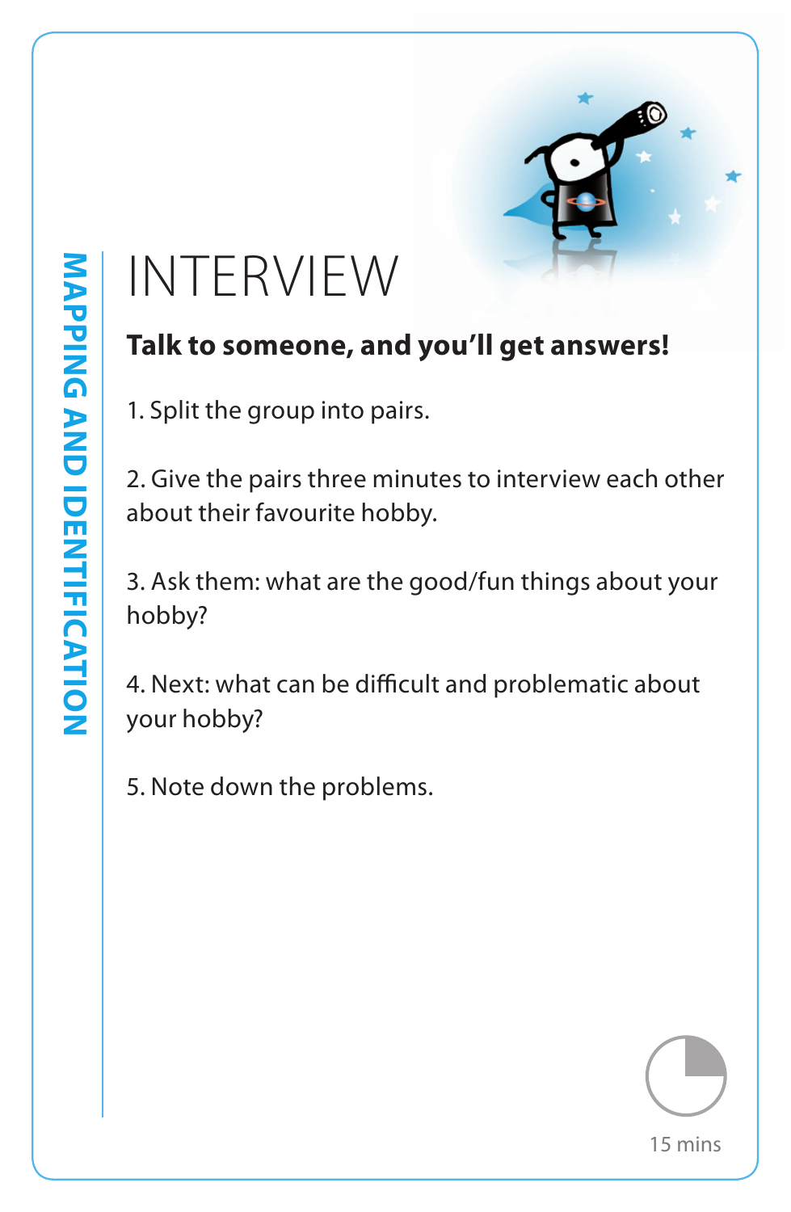MAPPING AND IDENTIFICATION

# INTERVIEW

**Talk to someone, and you'll get answers!**

1. Split the group into pairs.

2. Give the pairs three minutes to interview each other about their favourite hobby.

3. Ask them: what are the good/fun things about your hobby?

4. Next: what can be difficult and problematic about your hobby?

5. Note down the problems.

15 mins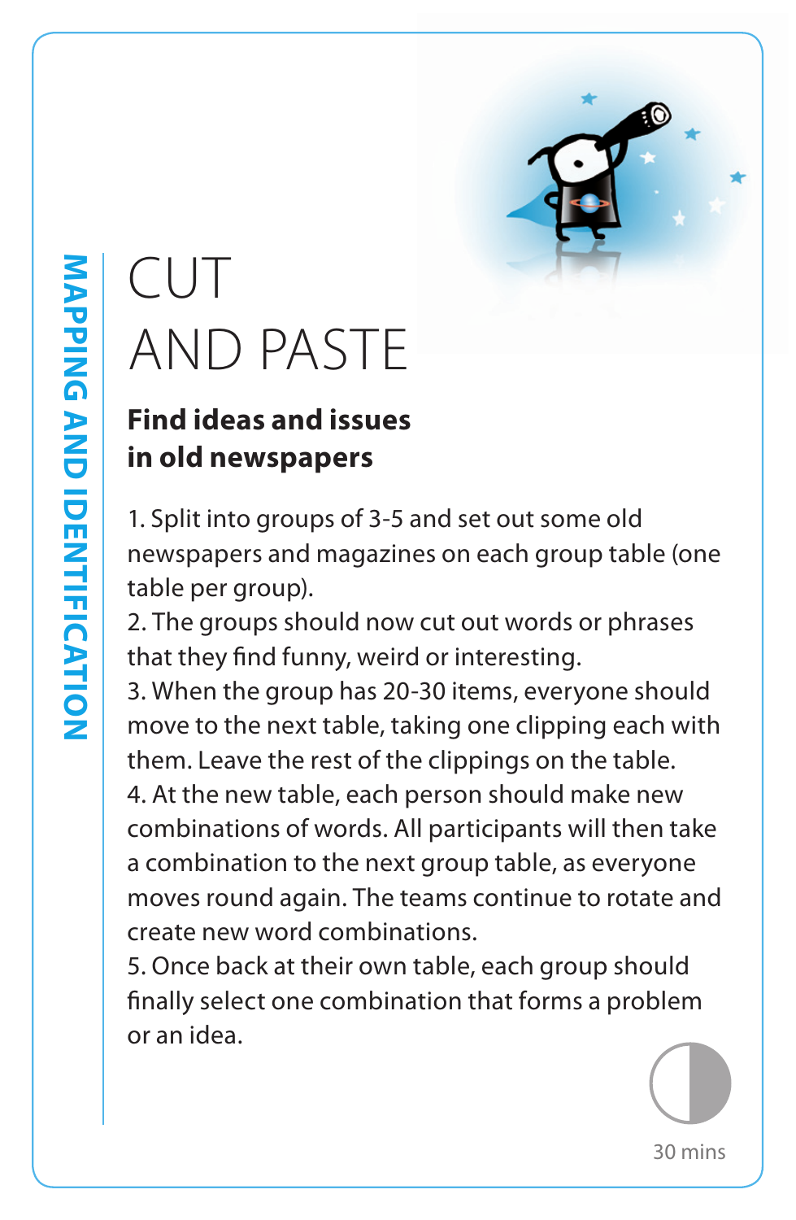MAPPING AND IDENTIFICATION

# CUT AND PASTE

## Find ideas and issues in old newspapers

1. Split into groups of 3-5 and set out some old newspapers and magazines on each group table (one table per group).
2. The groups should now cut out words or phrases that they find funny, weird or interesting.
3. When the group has 20-30 items, everyone should move to the next table, taking one clipping each with them. Leave the rest of the clippings on the table.
4. At the new table, each person should make new combinations of words. All participants will then take a combination to the next group table, as everyone moves round again. The teams continue to rotate and create new word combinations.
5. Once back at their own table, each group should finally select one combination that forms a problem or an idea.

30 mins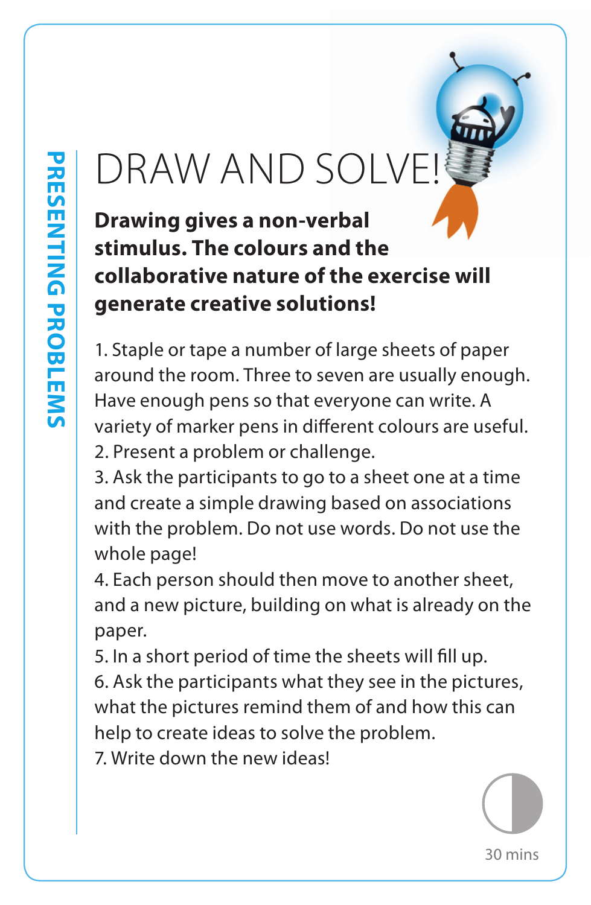PRESENTING PROBLEMS

# DRAW AND SOLVE!

**Drawing gives a non-verbal stimulus. The colours and the collaborative nature of the exercise will generate creative solutions!**

1. Staple or tape a number of large sheets of paper around the room. Three to seven are usually enough. Have enough pens so that everyone can write. A variety of marker pens in different colours are useful.
2. Present a problem or challenge.
3. Ask the participants to go to a sheet one at a time and create a simple drawing based on associations with the problem. Do not use words. Do not use the whole page!
4. Each person should then move to another sheet, and a new picture, building on what is already on the paper.
5. In a short period of time the sheets will fill up.
6. Ask the participants what they see in the pictures, what the pictures remind them of and how this can help to create ideas to solve the problem.
7. Write down the new ideas!

30 mins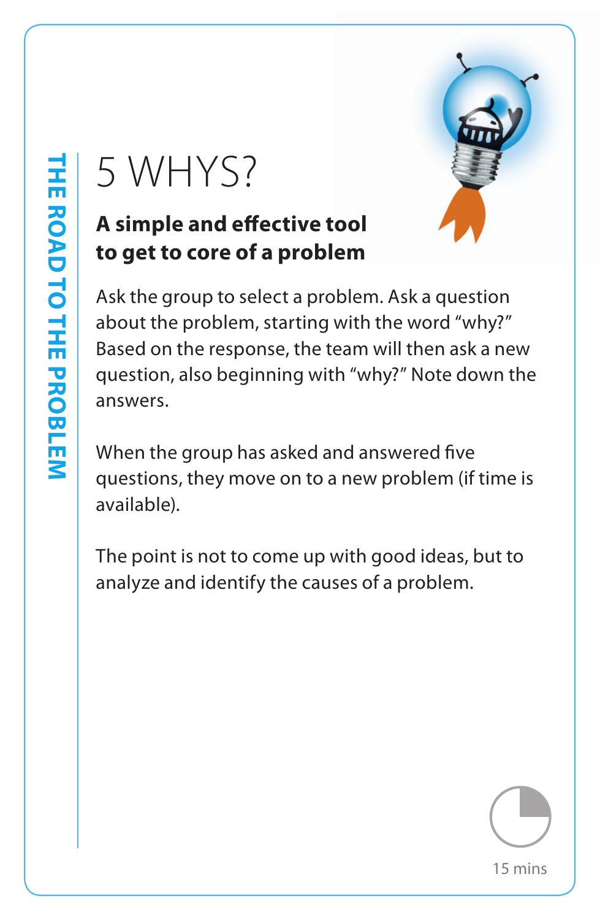THE ROAD TO THE PROBLEM

# 5 WHYS?

**A simple and effective tool to get to core of a problem**

Ask the group to select a problem. Ask a question about the problem, starting with the word "why?" Based on the response, the team will then ask a new question, also beginning with "why?" Note down the answers.

When the group has asked and answered five questions, they move on to a new problem (if time is available).

The point is not to come up with good ideas, but to analyze and identify the causes of a problem.

15 mins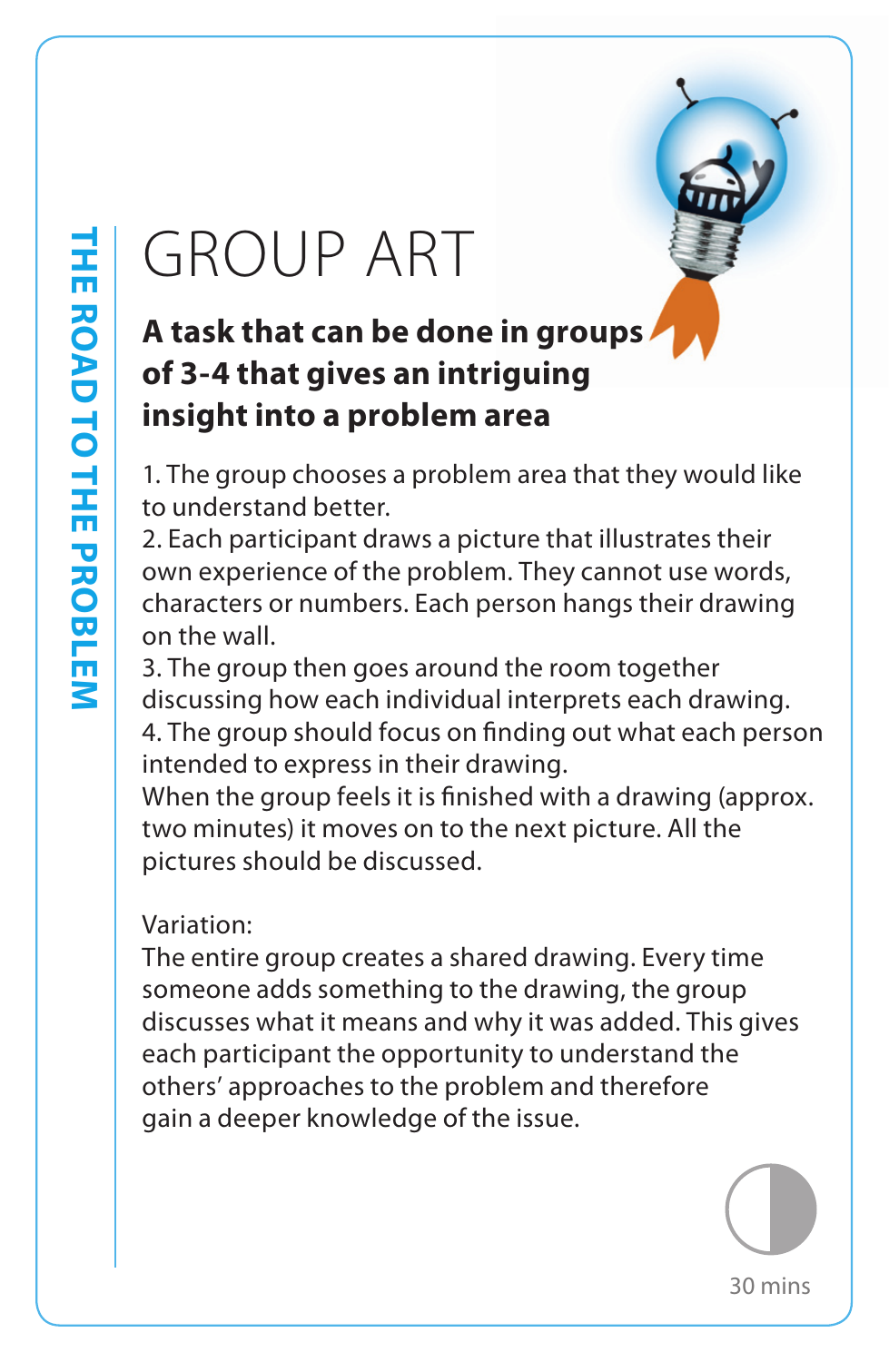THE ROAD TO THE PROBLEM

# GROUP ART

**A task that can be done in groups of 3-4 that gives an intriguing insight into a problem area**

1. The group chooses a problem area that they would like to understand better.
2. Each participant draws a picture that illustrates their own experience of the problem. They cannot use words, characters or numbers. Each person hangs their drawing on the wall.
3. The group then goes around the room together discussing how each individual interprets each drawing.
4. The group should focus on finding out what each person intended to express in their drawing.

When the group feels it is finished with a drawing (approx. two minutes) it moves on to the next picture. All the pictures should be discussed.

Variation:
The entire group creates a shared drawing. Every time someone adds something to the drawing, the group discusses what it means and why it was added. This gives each participant the opportunity to understand the others' approaches to the problem and therefore gain a deeper knowledge of the issue.

30 mins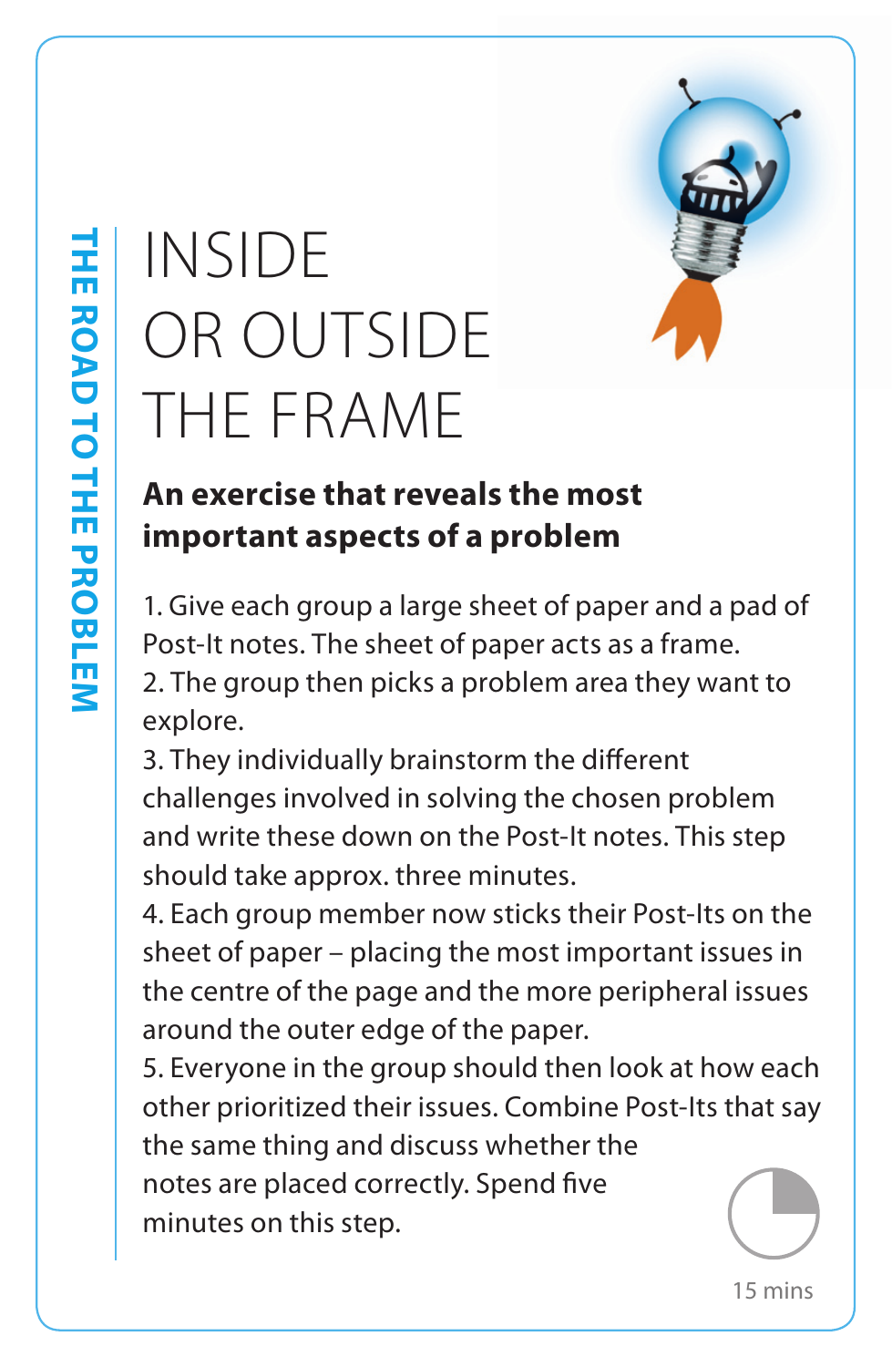THE ROAD TO THE PROBLEM

# INSIDE OR OUTSIDE THE FRAME

**An exercise that reveals the most important aspects of a problem**

1. Give each group a large sheet of paper and a pad of Post-It notes. The sheet of paper acts as a frame.
2. The group then picks a problem area they want to explore.
3. They individually brainstorm the different challenges involved in solving the chosen problem and write these down on the Post-It notes. This step should take approx. three minutes.
4. Each group member now sticks their Post-Its on the sheet of paper – placing the most important issues in the centre of the page and the more peripheral issues around the outer edge of the paper.
5. Everyone in the group should then look at how each other prioritized their issues. Combine Post-Its that say the same thing and discuss whether the notes are placed correctly. Spend five minutes on this step.

15 mins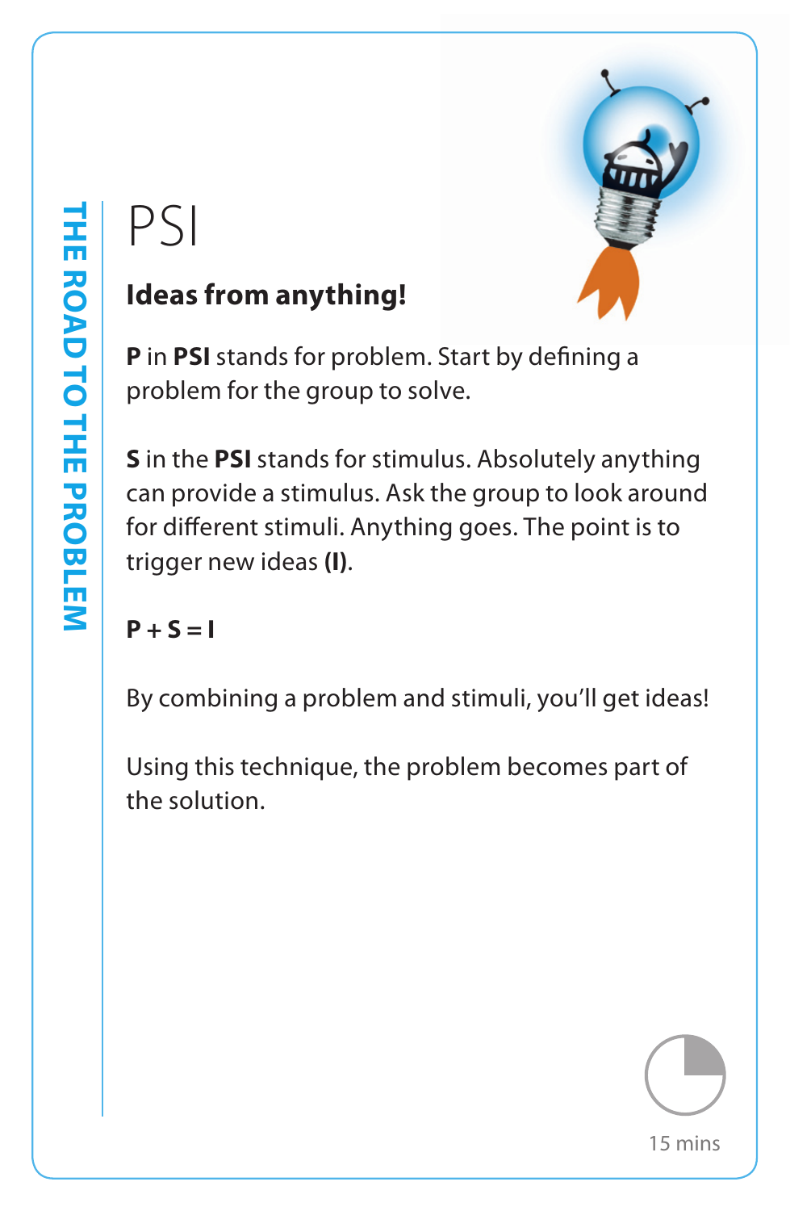THE ROAD TO THE PROBLEM

# PSI

**Ideas from anything!**

**P** in **PSI** stands for problem. Start by defining a problem for the group to solve.

**S** in the **PSI** stands for stimulus. Absolutely anything can provide a stimulus. Ask the group to look around for different stimuli. Anything goes. The point is to trigger new ideas **(I)**.

**P + S = I**

By combining a problem and stimuli, you'll get ideas!

Using this technique, the problem becomes part of the solution.

15 mins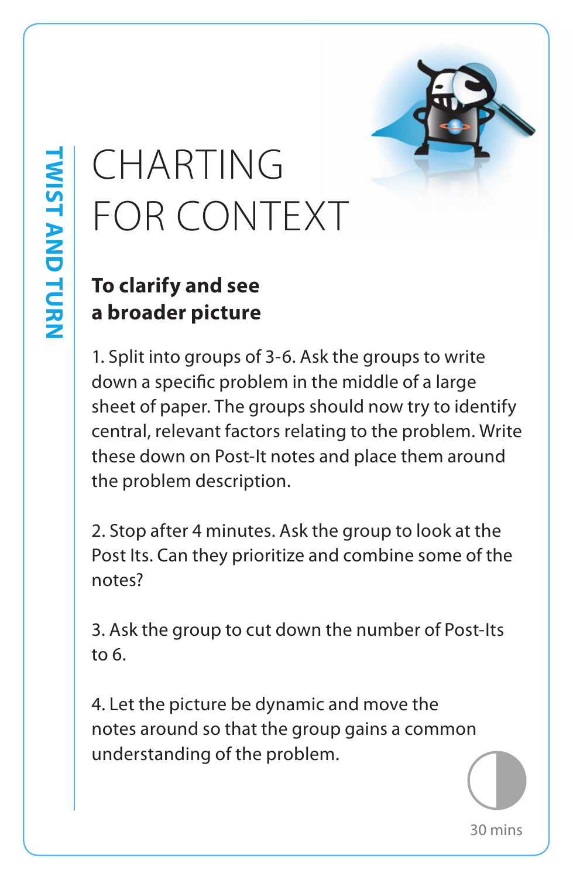TWIST AND TURN

# CHARTING FOR CONTEXT

**To clarify and see a broader picture**

1. Split into groups of 3-6. Ask the groups to write down a specific problem in the middle of a large sheet of paper. The groups should now try to identify central, relevant factors relating to the problem. Write these down on Post-It notes and place them around the problem description.

2. Stop after 4 minutes. Ask the group to look at the Post Its. Can they prioritize and combine some of the notes?

3. Ask the group to cut down the number of Post-Its to 6.

4. Let the picture be dynamic and move the notes around so that the group gains a common understanding of the problem.

30 mins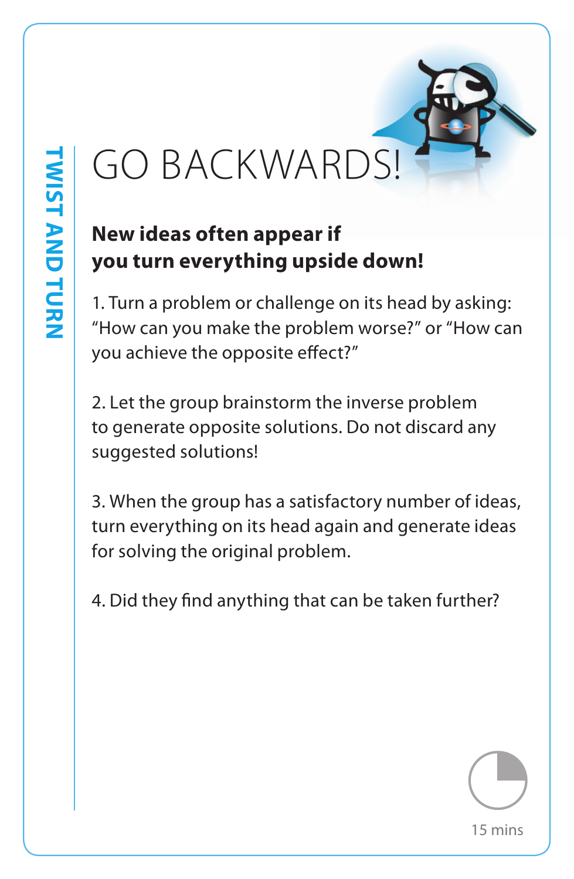TWIST AND TURN

# GO BACKWARDS!

**New ideas often appear if you turn everything upside down!**

1. Turn a problem or challenge on its head by asking: "How can you make the problem worse?" or "How can you achieve the opposite effect?"

2. Let the group brainstorm the inverse problem to generate opposite solutions. Do not discard any suggested solutions!

3. When the group has a satisfactory number of ideas, turn everything on its head again and generate ideas for solving the original problem.

4. Did they find anything that can be taken further?

15 mins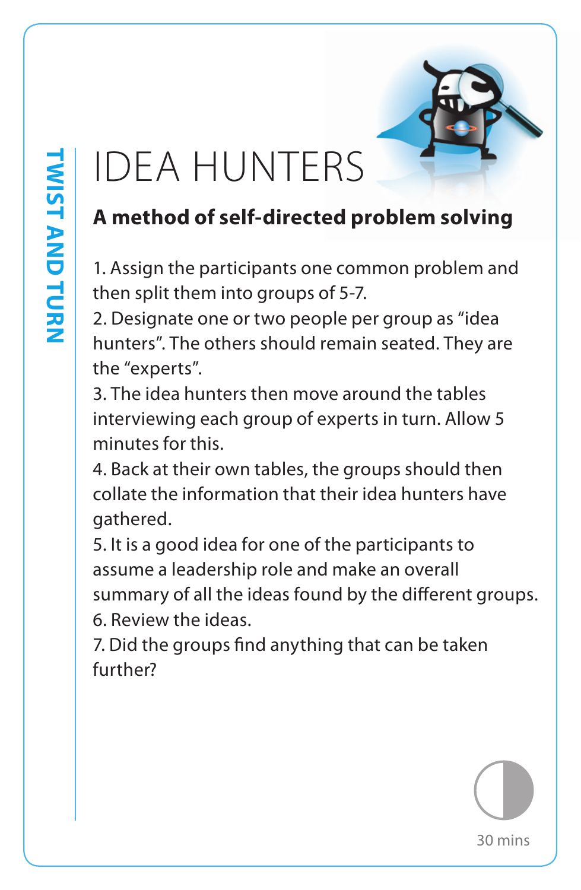TWIST AND TURN

# IDEA HUNTERS

**A method of self-directed problem solving**

1. Assign the participants one common problem and then split them into groups of 5-7.
2. Designate one or two people per group as "idea hunters". The others should remain seated. They are the "experts".
3. The idea hunters then move around the tables interviewing each group of experts in turn. Allow 5 minutes for this.
4. Back at their own tables, the groups should then collate the information that their idea hunters have gathered.
5. It is a good idea for one of the participants to assume a leadership role and make an overall summary of all the ideas found by the different groups.
6. Review the ideas.
7. Did the groups find anything that can be taken further?

30 mins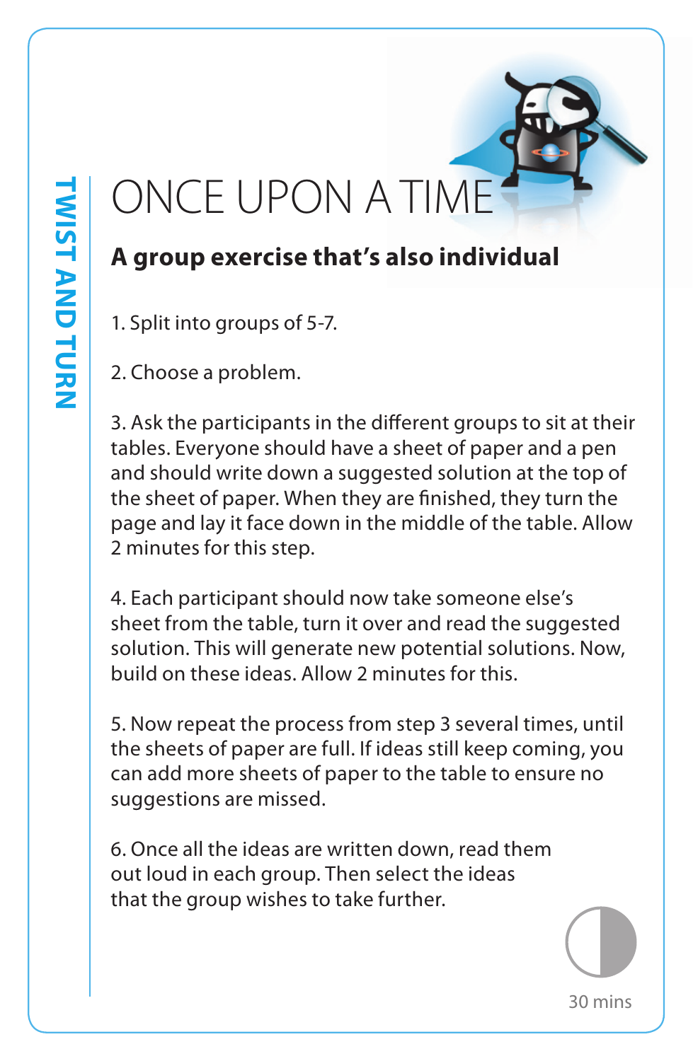TWIST AND TURN

# ONCE UPON A TIME

## A group exercise that's also individual

1. Split into groups of 5-7.

2. Choose a problem.

3. Ask the participants in the different groups to sit at their tables. Everyone should have a sheet of paper and a pen and should write down a suggested solution at the top of the sheet of paper. When they are finished, they turn the page and lay it face down in the middle of the table. Allow 2 minutes for this step.

4. Each participant should now take someone else's sheet from the table, turn it over and read the suggested solution. This will generate new potential solutions. Now, build on these ideas. Allow 2 minutes for this.

5. Now repeat the process from step 3 several times, until the sheets of paper are full. If ideas still keep coming, you can add more sheets of paper to the table to ensure no suggestions are missed.

6. Once all the ideas are written down, read them out loud in each group. Then select the ideas that the group wishes to take further.

30 mins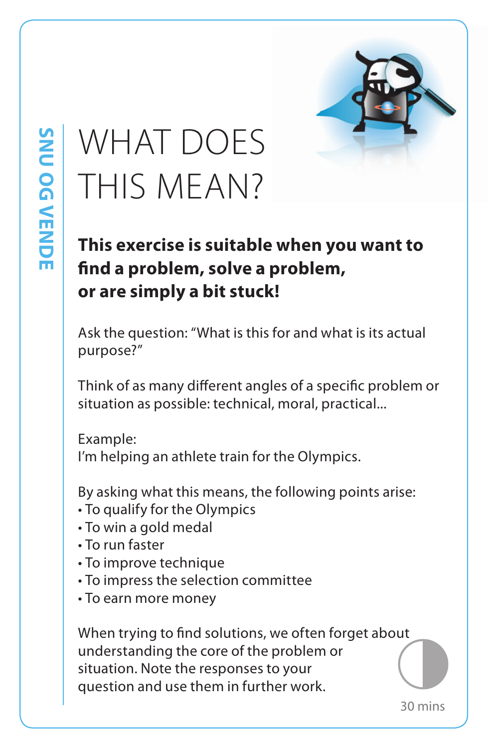SNU OG VENDE

# WHAT DOES THIS MEAN?

**This exercise is suitable when you want to find a problem, solve a problem, or are simply a bit stuck!**

Ask the question: "What is this for and what is its actual purpose?"

Think of as many different angles of a specific problem or situation as possible: technical, moral, practical...

Example:
I'm helping an athlete train for the Olympics.

By asking what this means, the following points arise:
- To qualify for the Olympics
- To win a gold medal
- To run faster
- To improve technique
- To impress the selection committee
- To earn more money

When trying to find solutions, we often forget about understanding the core of the problem or situation. Note the responses to your question and use them in further work.

30 mins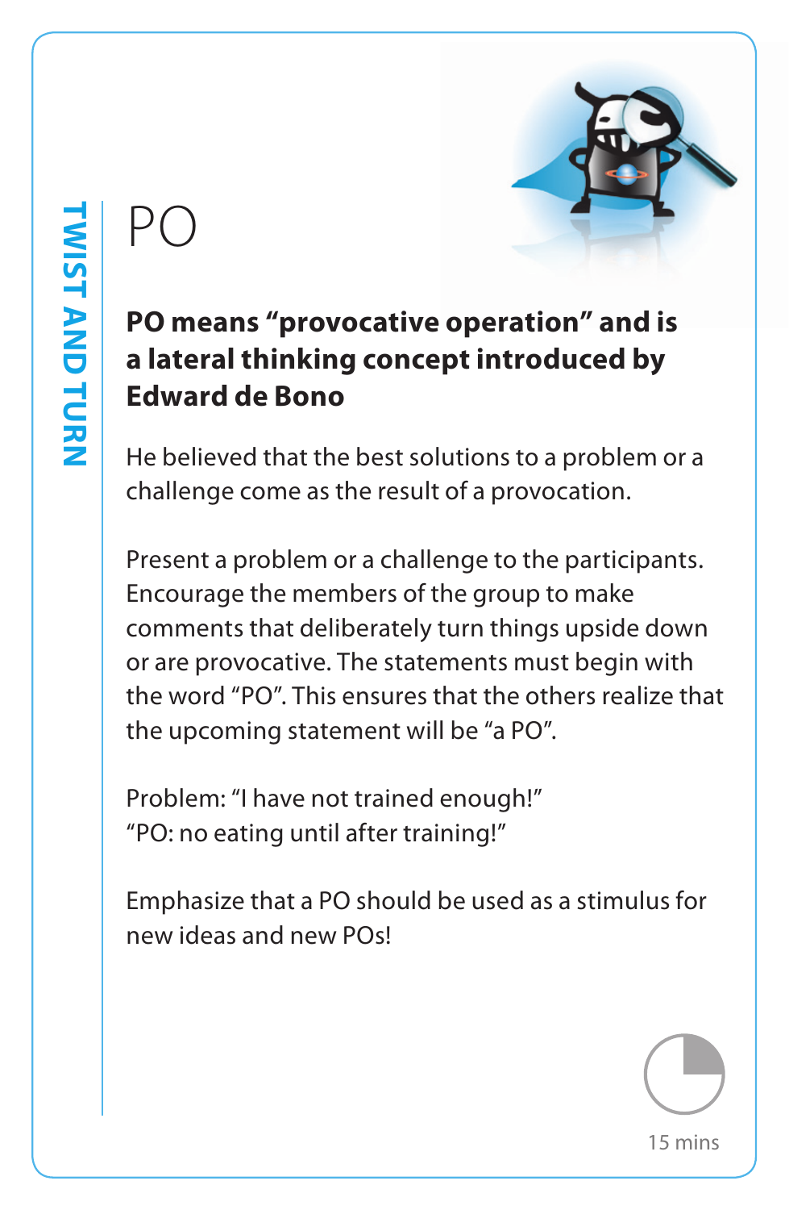TWIST AND TURN

# PO

**PO means "provocative operation" and is a lateral thinking concept introduced by Edward de Bono**

He believed that the best solutions to a problem or a challenge come as the result of a provocation.

Present a problem or a challenge to the participants. Encourage the members of the group to make comments that deliberately turn things upside down or are provocative. The statements must begin with the word "PO". This ensures that the others realize that the upcoming statement will be "a PO".

Problem: "I have not trained enough!"
"PO: no eating until after training!"

Emphasize that a PO should be used as a stimulus for new ideas and new POs!

15 mins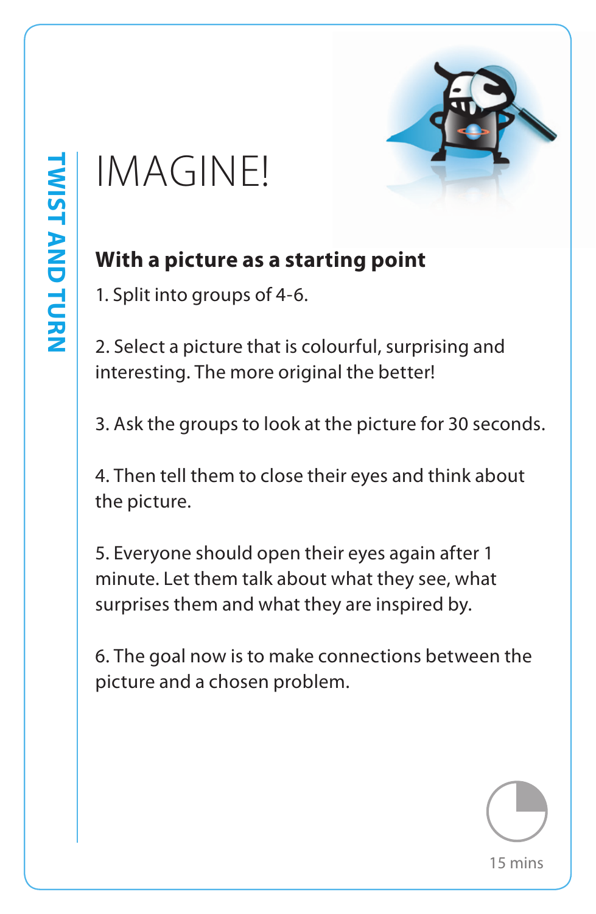TWIST AND TURN

# IMAGINE!

**With a picture as a starting point**

1. Split into groups of 4-6.

2. Select a picture that is colourful, surprising and interesting. The more original the better!

3. Ask the groups to look at the picture for 30 seconds.

4. Then tell them to close their eyes and think about the picture.

5. Everyone should open their eyes again after 1 minute. Let them talk about what they see, what surprises them and what they are inspired by.

6. The goal now is to make connections between the picture and a chosen problem.

15 mins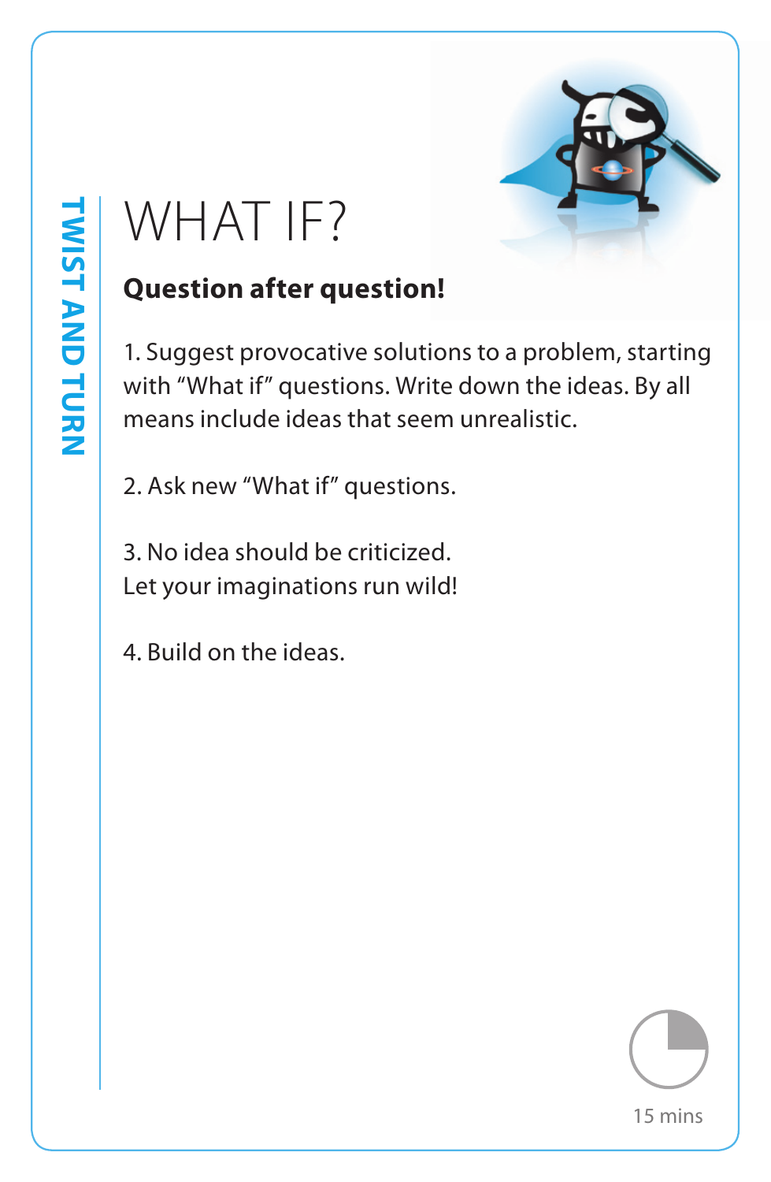TWIST AND TURN

# WHAT IF?

**Question after question!**

1. Suggest provocative solutions to a problem, starting with "What if" questions. Write down the ideas. By all means include ideas that seem unrealistic.

2. Ask new "What if" questions.

3. No idea should be criticized.
Let your imaginations run wild!

4. Build on the ideas.

15 mins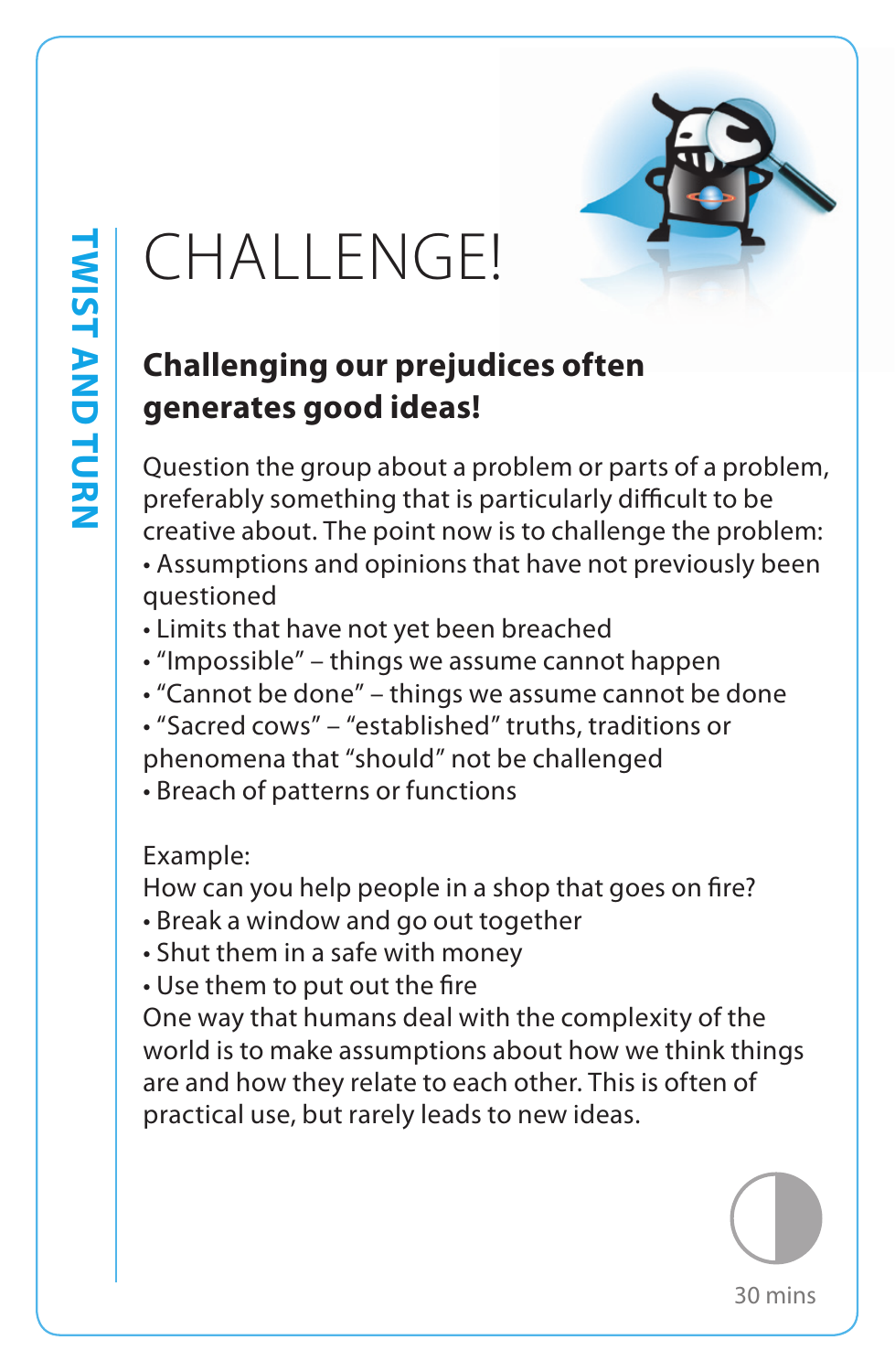TWIST AND TURN

# CHALLENGE!

## Challenging our prejudices often generates good ideas!

Question the group about a problem or parts of a problem, preferably something that is particularly difficult to be creative about. The point now is to challenge the problem:

- Assumptions and opinions that have not previously been questioned
- Limits that have not yet been breached
- "Impossible" – things we assume cannot happen
- "Cannot be done" – things we assume cannot be done
- "Sacred cows" – "established" truths, traditions or phenomena that "should" not be challenged
- Breach of patterns or functions

Example:
How can you help people in a shop that goes on fire?

- Break a window and go out together
- Shut them in a safe with money
- Use them to put out the fire

One way that humans deal with the complexity of the world is to make assumptions about how we think things are and how they relate to each other. This is often of practical use, but rarely leads to new ideas.

30 mins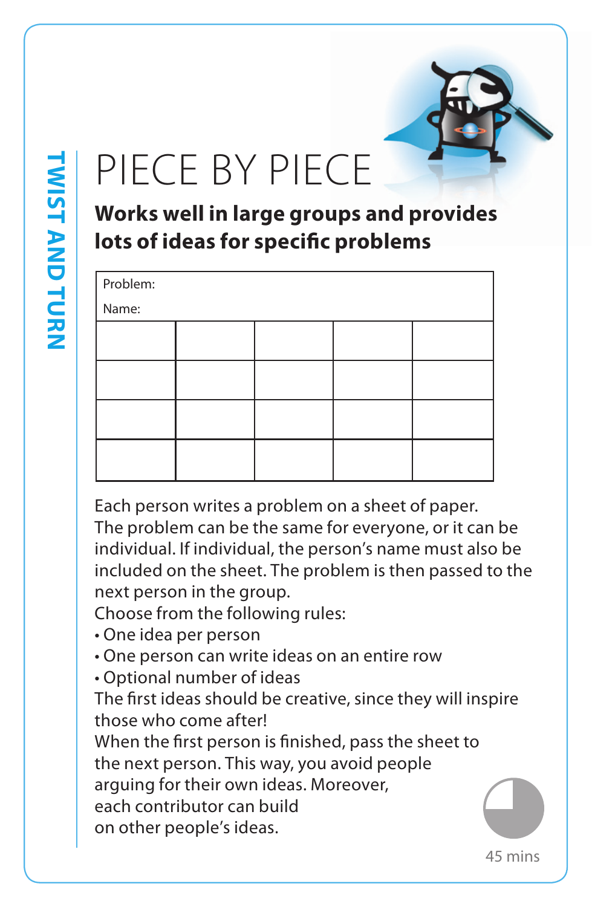TWIST AND TURN

# PIECE BY PIECE

**Works well in large groups and provides lots of ideas for specific problems**

| Problem:<br>Name: | | | | |
|---|---|---|---|---|
| | | | | |
| | | | | |
| | | | | |
| | | | | |

Each person writes a problem on a sheet of paper. The problem can be the same for everyone, or it can be individual. If individual, the person's name must also be included on the sheet. The problem is then passed to the next person in the group.

Choose from the following rules:

- One idea per person
- One person can write ideas on an entire row
- Optional number of ideas

The first ideas should be creative, since they will inspire those who come after!

When the first person is finished, pass the sheet to the next person. This way, you avoid people arguing for their own ideas. Moreover, each contributor can build on other people's ideas.

45 mins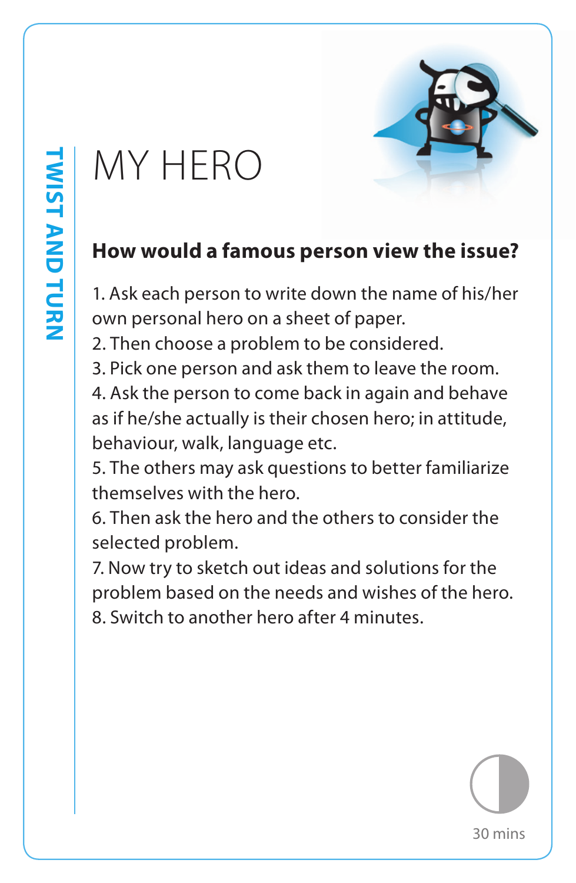TWIST AND TURN

# MY HERO

**How would a famous person view the issue?**

1. Ask each person to write down the name of his/her own personal hero on a sheet of paper.
2. Then choose a problem to be considered.
3. Pick one person and ask them to leave the room.
4. Ask the person to come back in again and behave as if he/she actually is their chosen hero; in attitude, behaviour, walk, language etc.
5. The others may ask questions to better familiarize themselves with the hero.
6. Then ask the hero and the others to consider the selected problem.
7. Now try to sketch out ideas and solutions for the problem based on the needs and wishes of the hero.
8. Switch to another hero after 4 minutes.

30 mins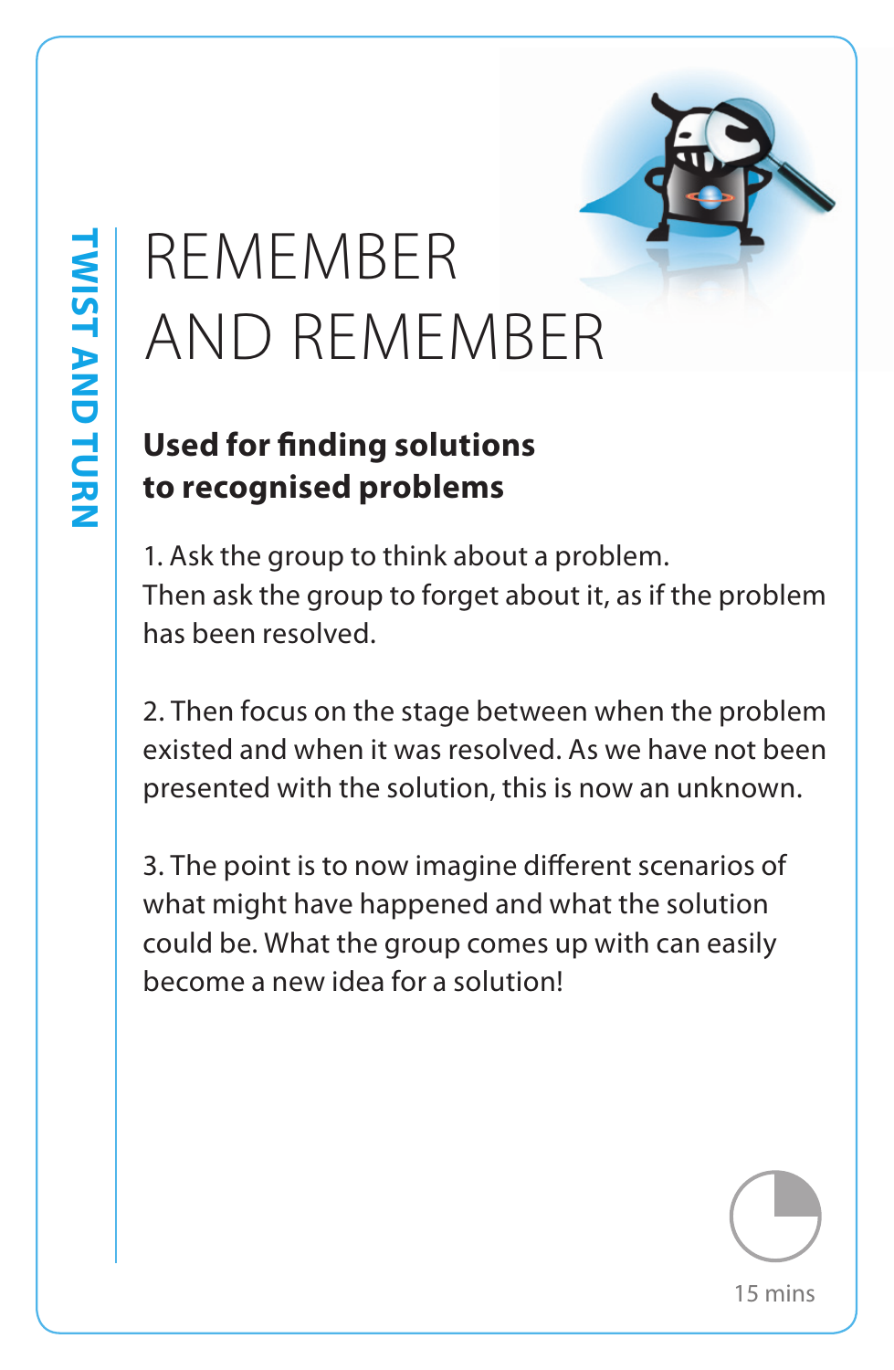TWIST AND TURN

# REMEMBER AND REMEMBER

**Used for finding solutions to recognised problems**

1. Ask the group to think about a problem. Then ask the group to forget about it, as if the problem has been resolved.

2. Then focus on the stage between when the problem existed and when it was resolved. As we have not been presented with the solution, this is now an unknown.

3. The point is to now imagine different scenarios of what might have happened and what the solution could be. What the group comes up with can easily become a new idea for a solution!

15 mins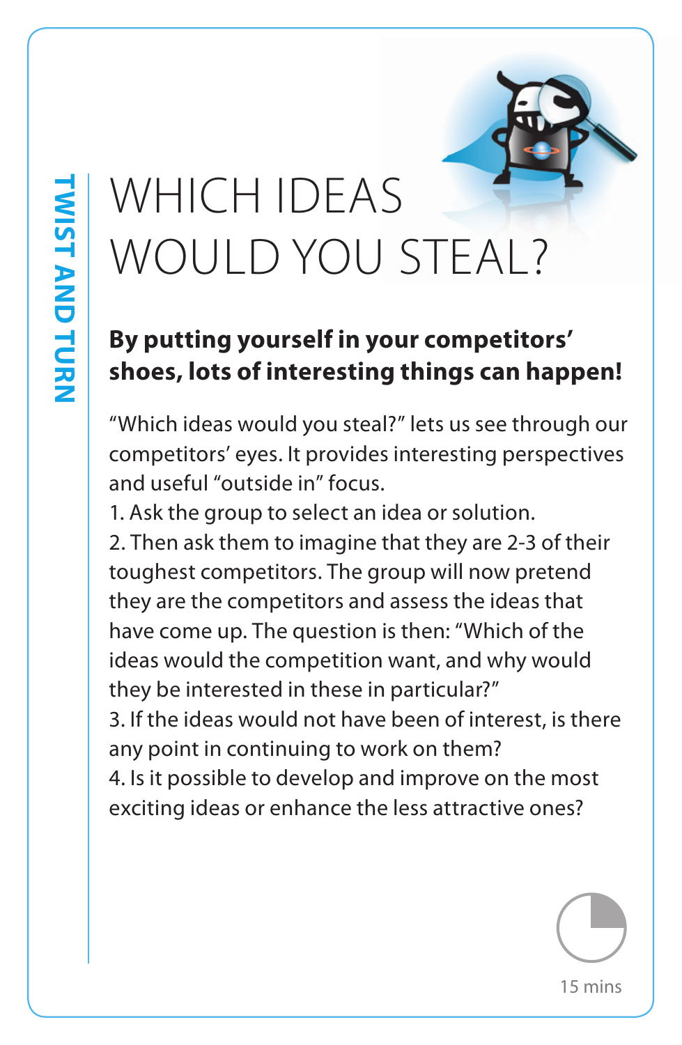TWIST AND TURN

# WHICH IDEAS WOULD YOU STEAL?

**By putting yourself in your competitors' shoes, lots of interesting things can happen!**

"Which ideas would you steal?" lets us see through our competitors' eyes. It provides interesting perspectives and useful "outside in" focus.

1. Ask the group to select an idea or solution.
2. Then ask them to imagine that they are 2-3 of their toughest competitors. The group will now pretend they are the competitors and assess the ideas that have come up. The question is then: "Which of the ideas would the competition want, and why would they be interested in these in particular?"
3. If the ideas would not have been of interest, is there any point in continuing to work on them?
4. Is it possible to develop and improve on the most exciting ideas or enhance the less attractive ones?

15 mins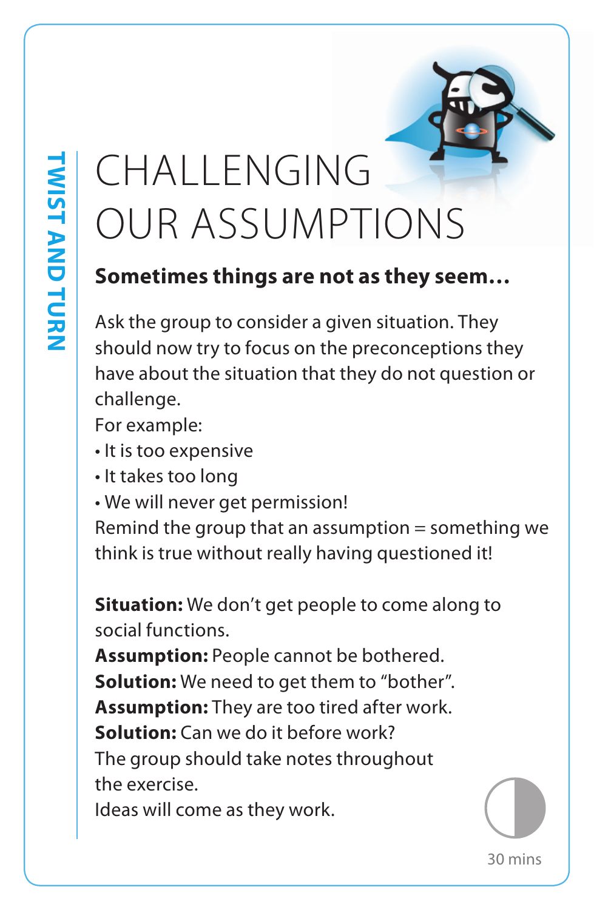TWIST AND TURN

# CHALLENGING OUR ASSUMPTIONS

**Sometimes things are not as they seem…**

Ask the group to consider a given situation. They should now try to focus on the preconceptions they have about the situation that they do not question or challenge.

For example:

- It is too expensive
- It takes too long
- We will never get permission!

Remind the group that an assumption = something we think is true without really having questioned it!

**Situation:** We don't get people to come along to social functions.
**Assumption:** People cannot be bothered.
**Solution:** We need to get them to "bother".
**Assumption:** They are too tired after work.
**Solution:** Can we do it before work?
The group should take notes throughout the exercise.
Ideas will come as they work.

30 mins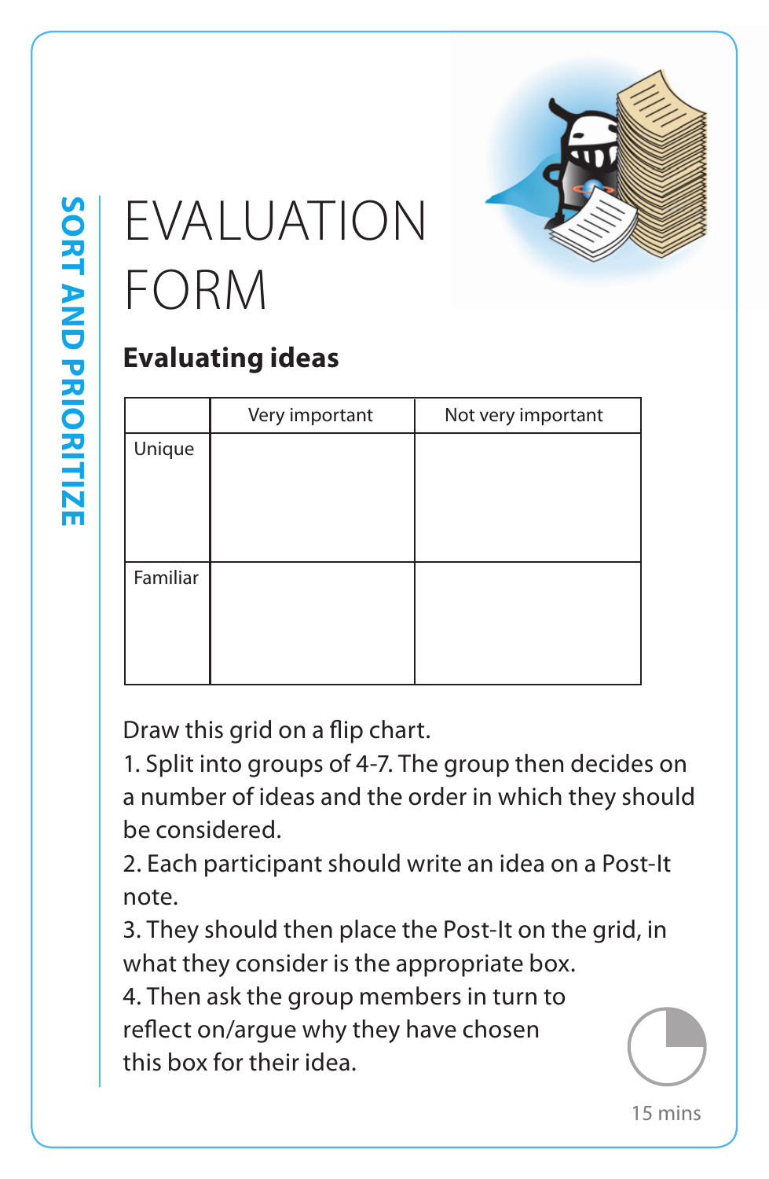SORT AND PRIORITIZE

# EVALUATION FORM

## Evaluating ideas

| | Very important | Not very important |
|---|---|---|
| Unique | | |
| Familiar | | |

Draw this grid on a flip chart.

1. Split into groups of 4-7. The group then decides on a number of ideas and the order in which they should be considered.
2. Each participant should write an idea on a Post-It note.
3. They should then place the Post-It on the grid, in what they consider is the appropriate box.
4. Then ask the group members in turn to reflect on/argue why they have chosen this box for their idea.

15 mins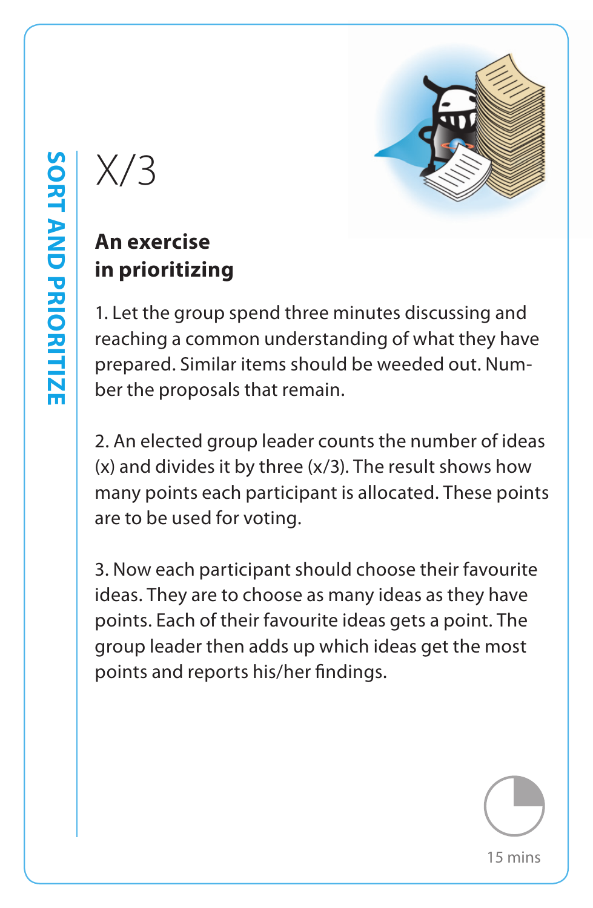SORT AND PRIORITIZE

# X/3

## An exercise in prioritizing

1. Let the group spend three minutes discussing and reaching a common understanding of what they have prepared. Similar items should be weeded out. Number the proposals that remain.

2. An elected group leader counts the number of ideas (x) and divides it by three (x/3). The result shows how many points each participant is allocated. These points are to be used for voting.

3. Now each participant should choose their favourite ideas. They are to choose as many ideas as they have points. Each of their favourite ideas gets a point. The group leader then adds up which ideas get the most points and reports his/her findings.

15 mins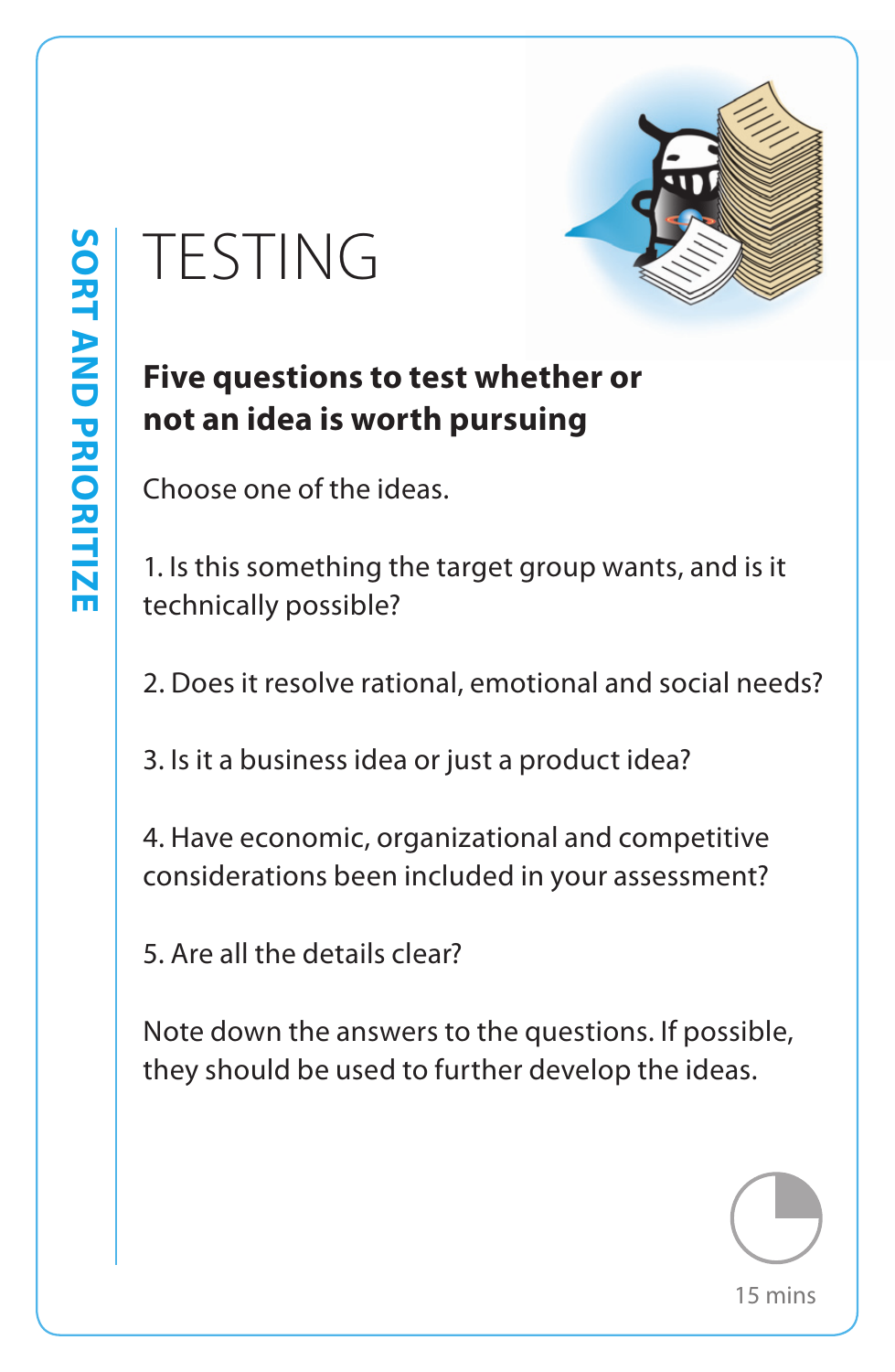SORT AND PRIORITIZE

# TESTING

**Five questions to test whether or not an idea is worth pursuing**

Choose one of the ideas.

1. Is this something the target group wants, and is it technically possible?

2. Does it resolve rational, emotional and social needs?

3. Is it a business idea or just a product idea?

4. Have economic, organizational and competitive considerations been included in your assessment?

5. Are all the details clear?

Note down the answers to the questions. If possible, they should be used to further develop the ideas.

15 mins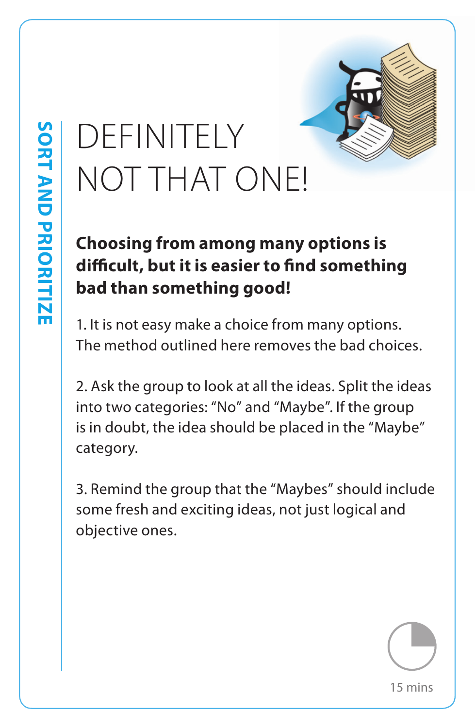SORT AND PRIORITIZE

# DEFINITELY NOT THAT ONE!

**Choosing from among many options is difficult, but it is easier to find something bad than something good!**

1. It is not easy make a choice from many options. The method outlined here removes the bad choices.

2. Ask the group to look at all the ideas. Split the ideas into two categories: "No" and "Maybe". If the group is in doubt, the idea should be placed in the "Maybe" category.

3. Remind the group that the "Maybes" should include some fresh and exciting ideas, not just logical and objective ones.

15 mins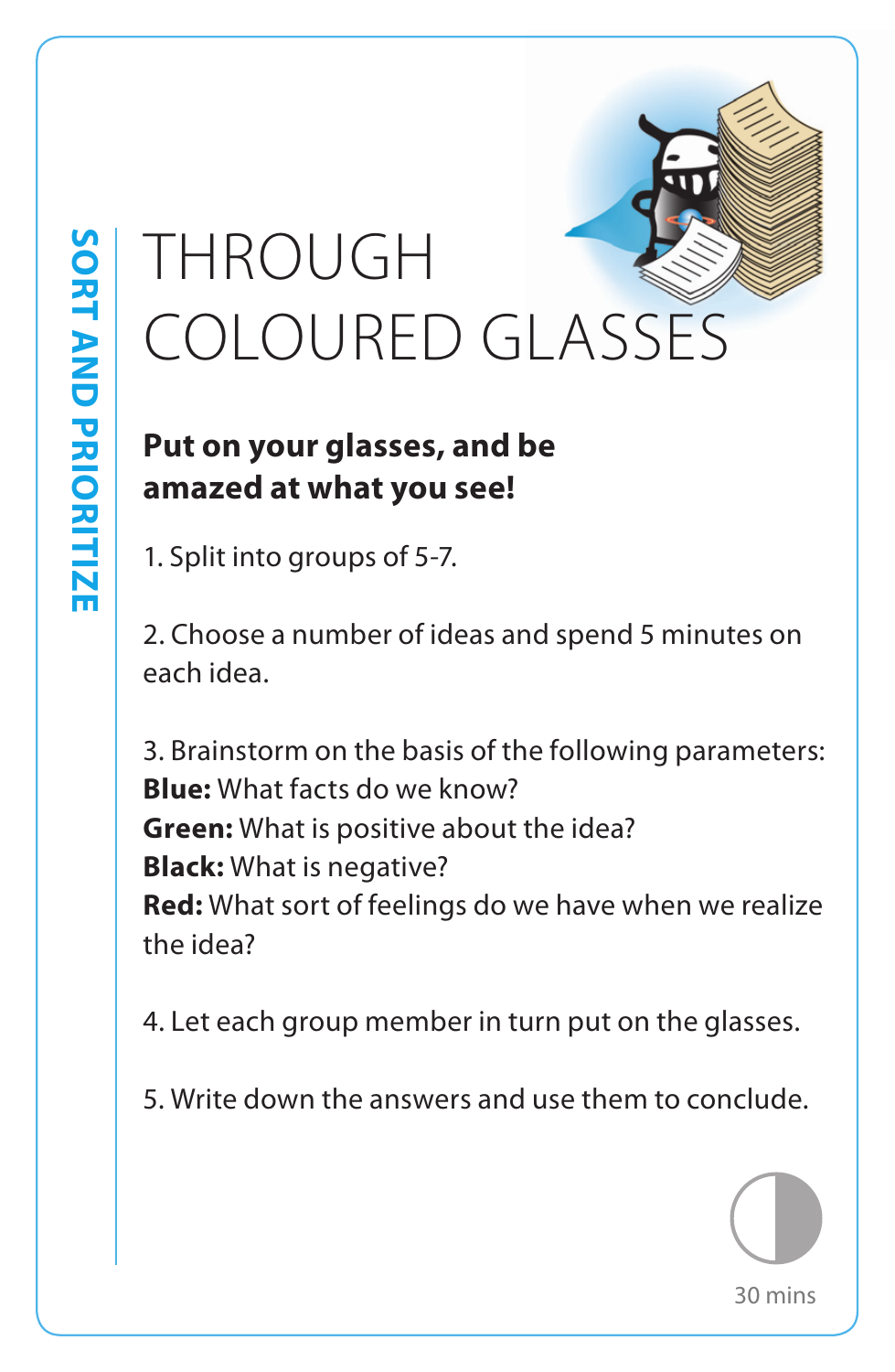SORT AND PRIORITIZE

# THROUGH COLOURED GLASSES

**Put on your glasses, and be amazed at what you see!**

1. Split into groups of 5-7.

2. Choose a number of ideas and spend 5 minutes on each idea.

3. Brainstorm on the basis of the following parameters:
**Blue:** What facts do we know?
**Green:** What is positive about the idea?
**Black:** What is negative?
**Red:** What sort of feelings do we have when we realize the idea?

4. Let each group member in turn put on the glasses.

5. Write down the answers and use them to conclude.

30 mins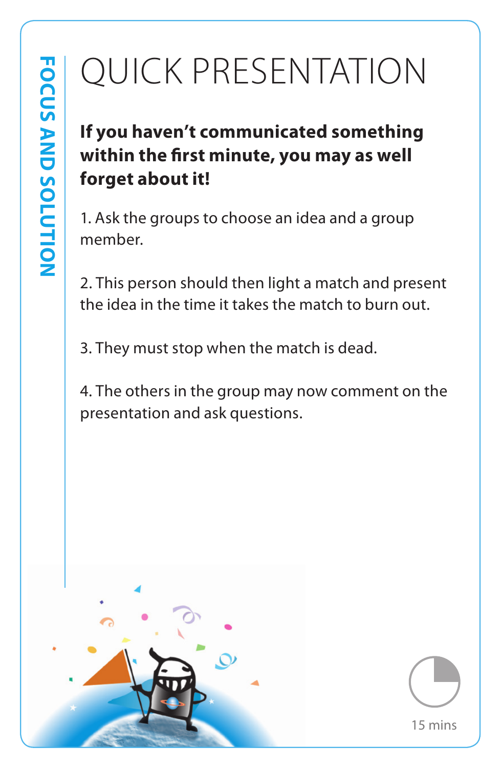FOCUS AND SOLUTION

# QUICK PRESENTATION

**If you haven't communicated something within the first minute, you may as well forget about it!**

1. Ask the groups to choose an idea and a group member.

2. This person should then light a match and present the idea in the time it takes the match to burn out.

3. They must stop when the match is dead.

4. The others in the group may now comment on the presentation and ask questions.

15 mins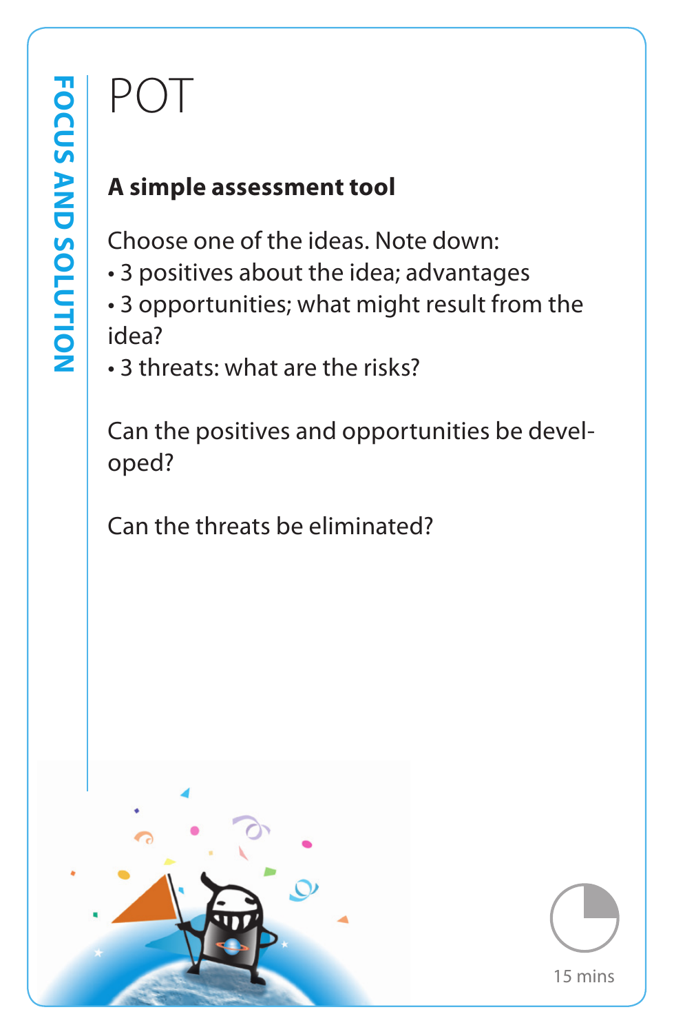FOCUS AND SOLUTION

# POT

**A simple assessment tool**

Choose one of the ideas. Note down:

- 3 positives about the idea; advantages
- 3 opportunities; what might result from the idea?
- 3 threats: what are the risks?

Can the positives and opportunities be developed?

Can the threats be eliminated?

15 mins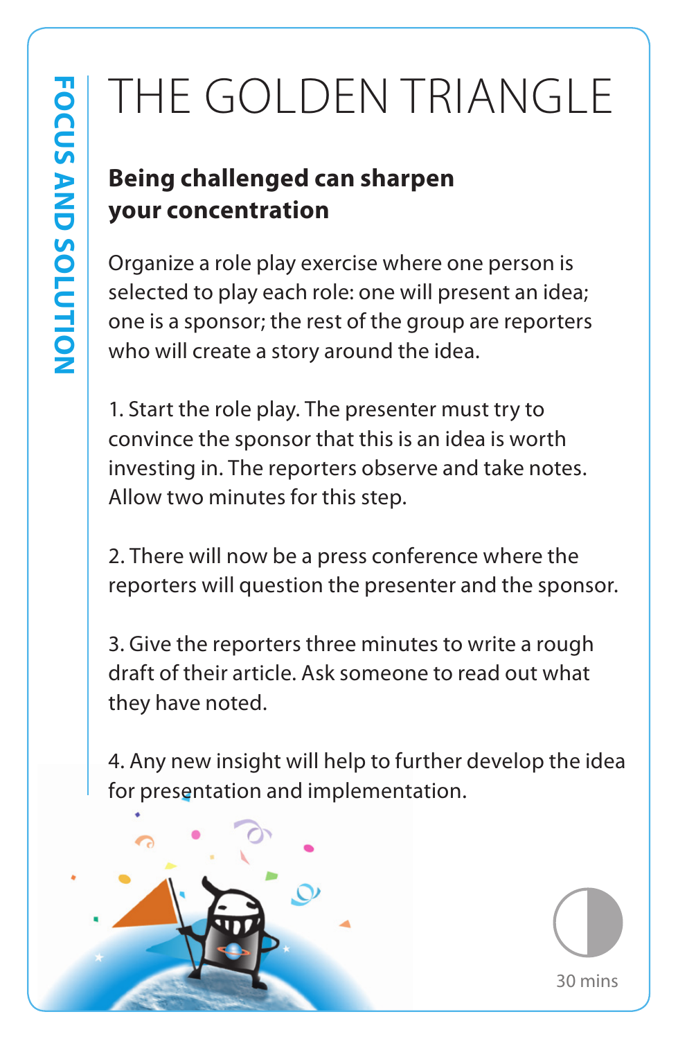FOCUS AND SOLUTION

# THE GOLDEN TRIANGLE

**Being challenged can sharpen your concentration**

Organize a role play exercise where one person is selected to play each role: one will present an idea; one is a sponsor; the rest of the group are reporters who will create a story around the idea.

1. Start the role play. The presenter must try to convince the sponsor that this is an idea is worth investing in. The reporters observe and take notes. Allow two minutes for this step.

2. There will now be a press conference where the reporters will question the presenter and the sponsor.

3. Give the reporters three minutes to write a rough draft of their article. Ask someone to read out what they have noted.

4. Any new insight will help to further develop the idea for presentation and implementation.

30 mins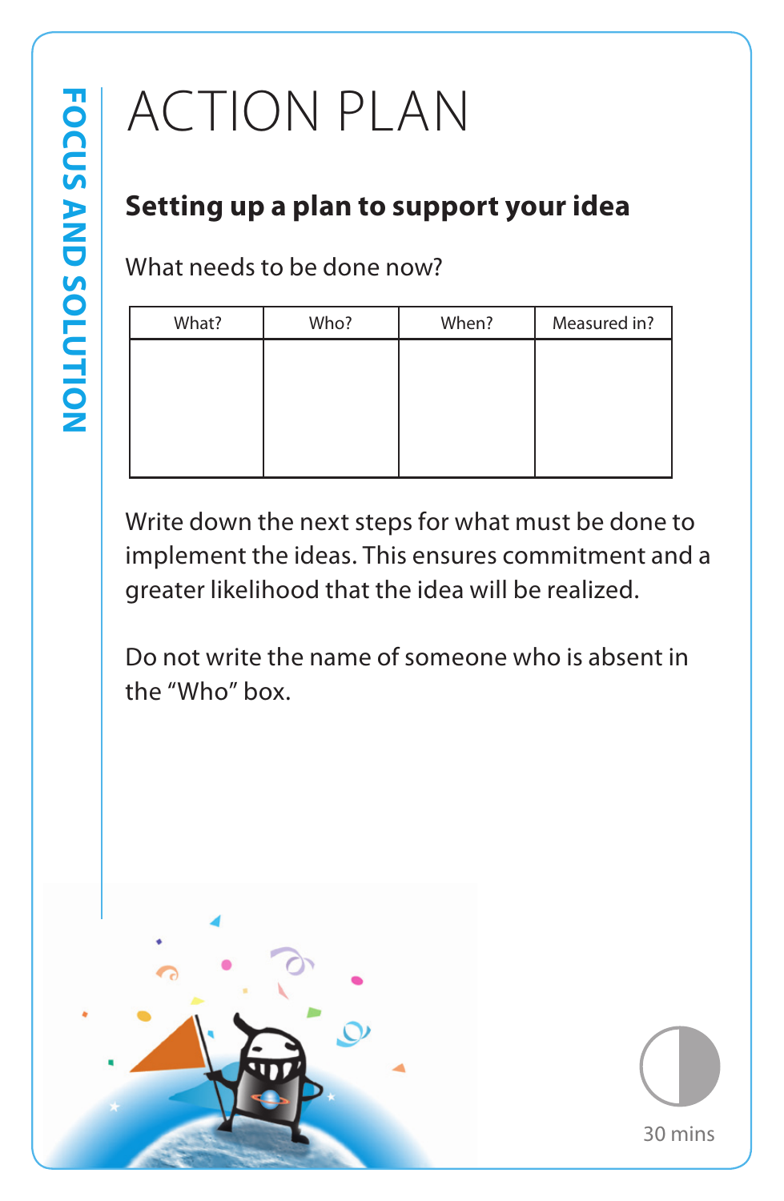FOCUS AND SOLUTION

# ACTION PLAN

## Setting up a plan to support your idea

What needs to be done now?

| What? | Who? | When? | Measured in? |
|---|---|---|---|
| | | | |

Write down the next steps for what must be done to implement the ideas. This ensures commitment and a greater likelihood that the idea will be realized.

Do not write the name of someone who is absent in the “Who” box.

30 mins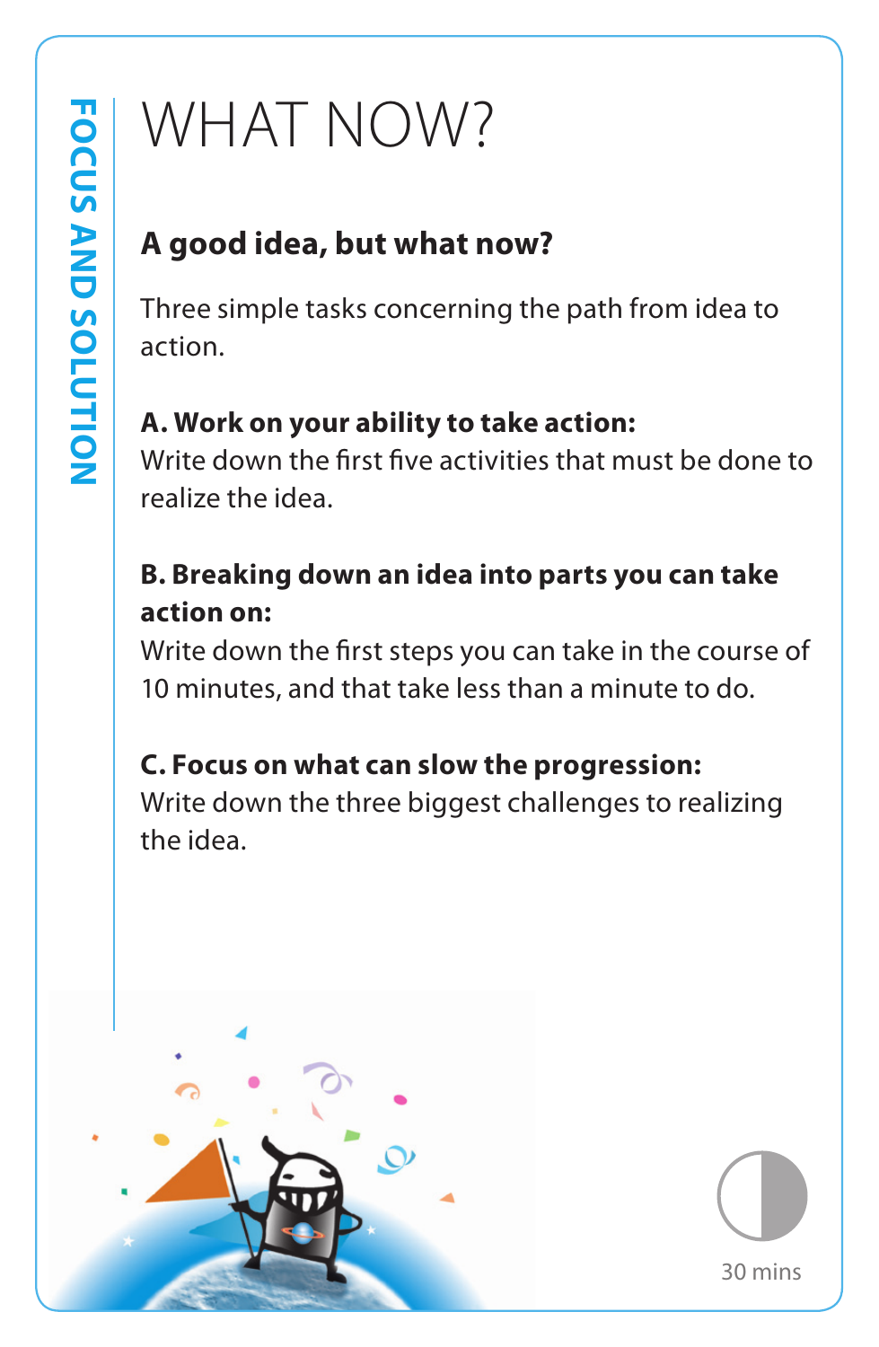FOCUS AND SOLUTION

# WHAT NOW?

## A good idea, but what now?

Three simple tasks concerning the path from idea to action.

**A. Work on your ability to take action:**
Write down the first five activities that must be done to realize the idea.

**B. Breaking down an idea into parts you can take action on:**
Write down the first steps you can take in the course of 10 minutes, and that take less than a minute to do.

**C. Focus on what can slow the progression:**
Write down the three biggest challenges to realizing the idea.

30 mins